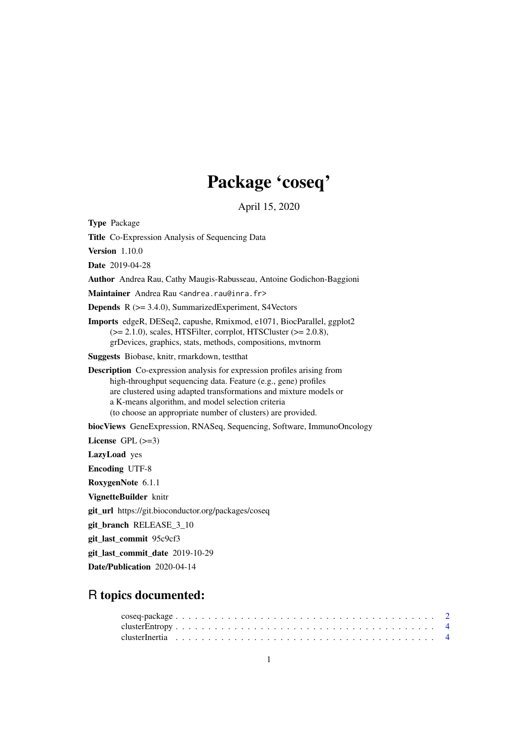# Package 'coseq'

April 15, 2020

**Type** Package

**Title** Co-Expression Analysis of Sequencing Data

**Version** 1.10.0

**Date** 2019-04-28

**Author** Andrea Rau, Cathy Maugis-Rabusseau, Antoine Godichon-Baggioni

**Maintainer** Andrea Rau <andrea.rau@inra.fr>

**Depends** R (>= 3.4.0), SummarizedExperiment, S4Vectors

**Imports** edgeR, DESeq2, capushe, Rmixmod, e1071, BiocParallel, ggplot2 (>= 2.1.0), scales, HTSFilter, corrplot, HTSCluster (>= 2.0.8), grDevices, graphics, stats, methods, compositions, mvtnorm

**Suggests** Biobase, knitr, rmarkdown, testthat

**Description** Co-expression analysis for expression profiles arising from high-throughput sequencing data. Feature (e.g., gene) profiles are clustered using adapted transformations and mixture models or a K-means algorithm, and model selection criteria (to choose an appropriate number of clusters) are provided.

**biocViews** GeneExpression, RNASeq, Sequencing, Software, ImmunoOncology

**License** GPL (>=3)

**LazyLoad** yes

**Encoding** UTF-8

**RoxygenNote** 6.1.1

**VignetteBuilder** knitr

**git_url** https://git.bioconductor.org/packages/coseq

**git_branch** RELEASE_3_10

**git_last_commit** 95c9cf3

**git_last_commit_date** 2019-10-29

**Date/Publication** 2020-04-14

## R topics documented:

coseq-package . . . . . . . . . . . . . . . . . . . . . . . . . . . . . . . . . . . . . . . . 2
clusterEntropy . . . . . . . . . . . . . . . . . . . . . . . . . . . . . . . . . . . . . . . . 4
clusterInertia . . . . . . . . . . . . . . . . . . . . . . . . . . . . . . . . . . . . . . . . 4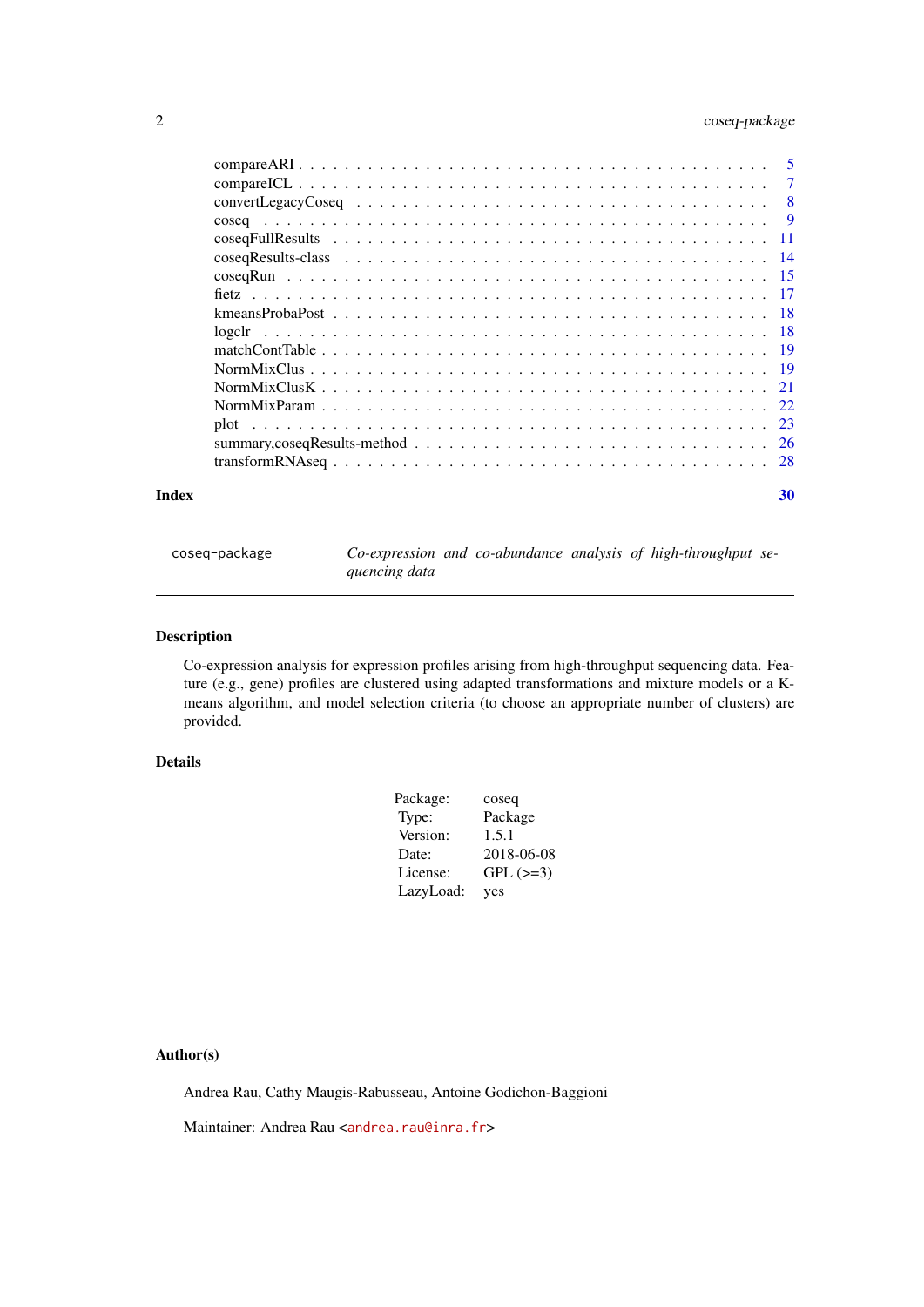| | |
|---|---|
| compareARI | 5 |
| compareICL | 7 |
| convertLegacyCoseq | 8 |
| coseq | 9 |
| coseqFullResults | 11 |
| coseqResults-class | 14 |
| coseqRun | 15 |
| fietz | 17 |
| kmeansProbaPost | 18 |
| logclr | 18 |
| matchContTable | 19 |
| NormMixClus | 19 |
| NormMixClusK | 21 |
| NormMixParam | 22 |
| plot | 23 |
| summary,coseqResults-method | 26 |
| transformRNAseq | 28 |

**Index** **30**

---

`coseq-package` *Co-expression and co-abundance analysis of high-throughput sequencing data*

---

## Description

Co-expression analysis for expression profiles arising from high-throughput sequencing data. Feature (e.g., gene) profiles are clustered using adapted transformations and mixture models or a K-means algorithm, and model selection criteria (to choose an appropriate number of clusters) are provided.

## Details

| | |
|---|---|
| Package: | coseq |
| Type: | Package |
| Version: | 1.5.1 |
| Date: | 2018-06-08 |
| License: | GPL (>=3) |
| LazyLoad: | yes |

## Author(s)

Andrea Rau, Cathy Maugis-Rabusseau, Antoine Godichon-Baggioni

Maintainer: Andrea Rau <andrea.rau@inra.fr>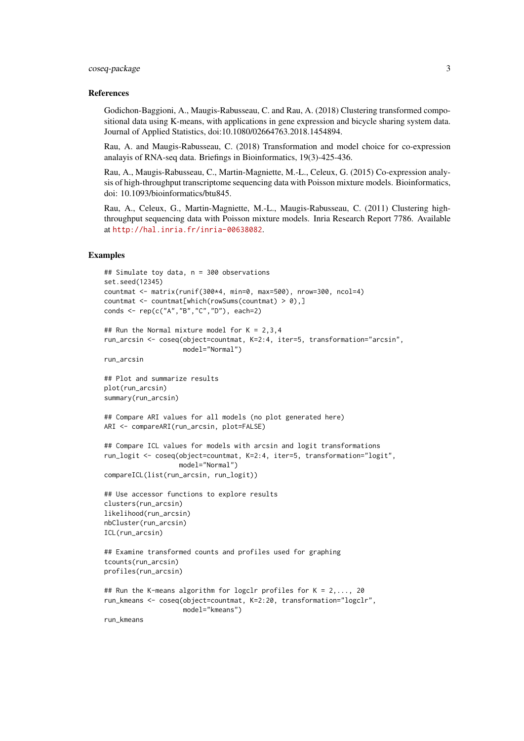### References

Godichon-Baggioni, A., Maugis-Rabusseau, C. and Rau, A. (2018) Clustering transformed compositional data using K-means, with applications in gene expression and bicycle sharing system data. Journal of Applied Statistics, doi:10.1080/02664763.2018.1454894.

Rau, A. and Maugis-Rabusseau, C. (2018) Transformation and model choice for co-expression analayis of RNA-seq data. Briefings in Bioinformatics, 19(3)-425-436.

Rau, A., Maugis-Rabusseau, C., Martin-Magniette, M.-L., Celeux, G. (2015) Co-expression analysis of high-throughput transcriptome sequencing data with Poisson mixture models. Bioinformatics, doi: 10.1093/bioinformatics/btu845.

Rau, A., Celeux, G., Martin-Magniette, M.-L., Maugis-Rabusseau, C. (2011) Clustering high-throughput sequencing data with Poisson mixture models. Inria Research Report 7786. Available at http://hal.inria.fr/inria-00638082.

### Examples

```
## Simulate toy data, n = 300 observations
set.seed(12345)
countmat <- matrix(runif(300*4, min=0, max=500), nrow=300, ncol=4)
countmat <- countmat[which(rowSums(countmat) > 0),]
conds <- rep(c("A","B","C","D"), each=2)

## Run the Normal mixture model for K = 2,3,4
run_arcsin <- coseq(object=countmat, K=2:4, iter=5, transformation="arcsin",
                    model="Normal")
run_arcsin

## Plot and summarize results
plot(run_arcsin)
summary(run_arcsin)

## Compare ARI values for all models (no plot generated here)
ARI <- compareARI(run_arcsin, plot=FALSE)

## Compare ICL values for models with arcsin and logit transformations
run_logit <- coseq(object=countmat, K=2:4, iter=5, transformation="logit",
                   model="Normal")
compareICL(list(run_arcsin, run_logit))

## Use accessor functions to explore results
clusters(run_arcsin)
likelihood(run_arcsin)
nbCluster(run_arcsin)
ICL(run_arcsin)

## Examine transformed counts and profiles used for graphing
tcounts(run_arcsin)
profiles(run_arcsin)

## Run the K-means algorithm for logclr profiles for K = 2,..., 20
run_kmeans <- coseq(object=countmat, K=2:20, transformation="logclr",
                    model="kmeans")
run_kmeans
```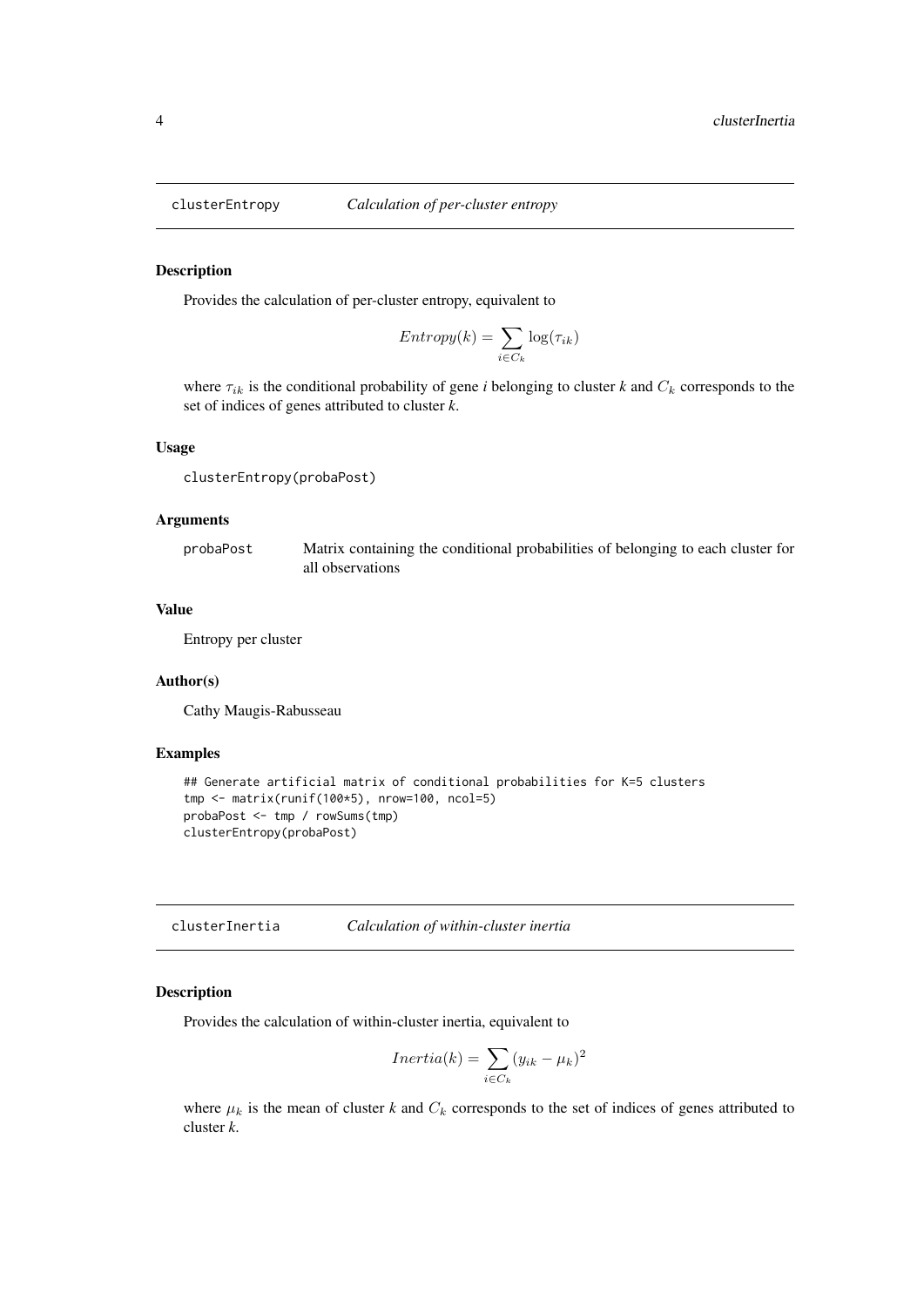## clusterEntropy *Calculation of per-cluster entropy*

### Description

Provides the calculation of per-cluster entropy, equivalent to

$$Entropy(k) = \sum_{i \in C_k} \log(\tau_{ik})$$

where $\tau_{ik}$ is the conditional probability of gene *i* belonging to cluster *k* and $C_k$ corresponds to the set of indices of genes attributed to cluster *k*.

### Usage

```
clusterEntropy(probaPost)
```

### Arguments

| | |
|---|---|
| probaPost | Matrix containing the conditional probabilities of belonging to each cluster for all observations |

### Value

Entropy per cluster

### Author(s)

Cathy Maugis-Rabusseau

### Examples

```
## Generate artificial matrix of conditional probabilities for K=5 clusters
tmp <- matrix(runif(100*5), nrow=100, ncol=5)
probaPost <- tmp / rowSums(tmp)
clusterEntropy(probaPost)
```

## clusterInertia *Calculation of within-cluster inertia*

### Description

Provides the calculation of within-cluster inertia, equivalent to

$$Inertia(k) = \sum_{i \in C_k} (y_{ik} - \mu_k)^2$$

where $\mu_k$ is the mean of cluster *k* and $C_k$ corresponds to the set of indices of genes attributed to cluster *k*.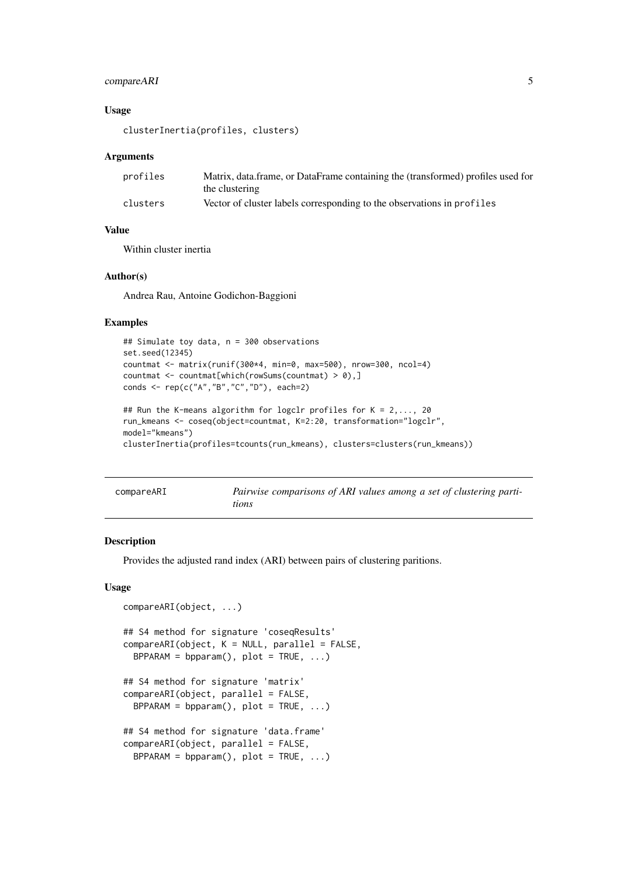### Usage

```
clusterInertia(profiles, clusters)
```

### Arguments

| | |
|---|---|
| `profiles` | Matrix, data.frame, or DataFrame containing the (transformed) profiles used for the clustering |
| `clusters` | Vector of cluster labels corresponding to the observations in `profiles` |

### Value

Within cluster inertia

### Author(s)

Andrea Rau, Antoine Godichon-Baggioni

### Examples

```
## Simulate toy data, n = 300 observations
set.seed(12345)
countmat <- matrix(runif(300*4, min=0, max=500), nrow=300, ncol=4)
countmat <- countmat[which(rowSums(countmat) > 0),]
conds <- rep(c("A","B","C","D"), each=2)

## Run the K-means algorithm for logclr profiles for K = 2,..., 20
run_kmeans <- coseq(object=countmat, K=2:20, transformation="logclr",
model="kmeans")
clusterInertia(profiles=tcounts(run_kmeans), clusters=clusters(run_kmeans))
```

---

## compareARI — *Pairwise comparisons of ARI values among a set of clustering partitions*

---

### Description

Provides the adjusted rand index (ARI) between pairs of clustering paritions.

### Usage

```
compareARI(object, ...)

## S4 method for signature 'coseqResults'
compareARI(object, K = NULL, parallel = FALSE,
  BPPARAM = bpparam(), plot = TRUE, ...)

## S4 method for signature 'matrix'
compareARI(object, parallel = FALSE,
  BPPARAM = bpparam(), plot = TRUE, ...)

## S4 method for signature 'data.frame'
compareARI(object, parallel = FALSE,
  BPPARAM = bpparam(), plot = TRUE, ...)
```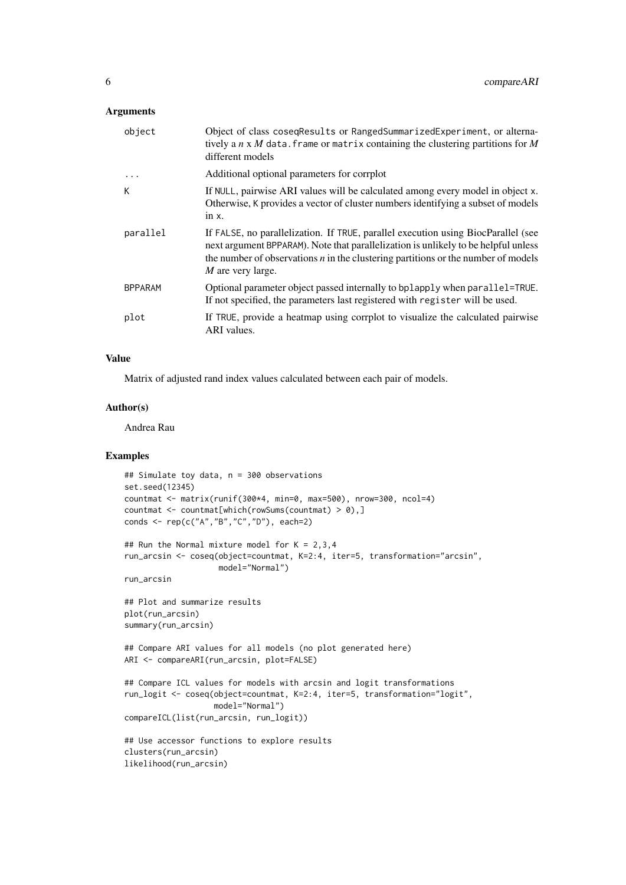## Arguments

| | |
|---|---|
| `object` | Object of class `coseqResults` or `RangedSummarizedExperiment`, or alternatively a $n$ x $M$ `data.frame` or `matrix` containing the clustering partitions for $M$ different models |
| `...` | Additional optional parameters for corrplot |
| `K` | If `NULL`, pairwise ARI values will be calculated among every model in object `x`. Otherwise, `K` provides a vector of cluster numbers identifying a subset of models in `x`. |
| `parallel` | If `FALSE`, no parallelization. If `TRUE`, parallel execution using BiocParallel (see next argument `BPPARAM`). Note that parallelization is unlikely to be helpful unless the number of observations $n$ in the clustering partitions or the number of models $M$ are very large. |
| `BPPARAM` | Optional parameter object passed internally to `bplapply` when `parallel=TRUE`. If not specified, the parameters last registered with `register` will be used. |
| `plot` | If `TRUE`, provide a heatmap using corrplot to visualize the calculated pairwise ARI values. |

## Value

Matrix of adjusted rand index values calculated between each pair of models.

## Author(s)

Andrea Rau

## Examples

```
## Simulate toy data, n = 300 observations
set.seed(12345)
countmat <- matrix(runif(300*4, min=0, max=500), nrow=300, ncol=4)
countmat <- countmat[which(rowSums(countmat) > 0),]
conds <- rep(c("A","B","C","D"), each=2)

## Run the Normal mixture model for K = 2,3,4
run_arcsin <- coseq(object=countmat, K=2:4, iter=5, transformation="arcsin",
                    model="Normal")
run_arcsin

## Plot and summarize results
plot(run_arcsin)
summary(run_arcsin)

## Compare ARI values for all models (no plot generated here)
ARI <- compareARI(run_arcsin, plot=FALSE)

## Compare ICL values for models with arcsin and logit transformations
run_logit <- coseq(object=countmat, K=2:4, iter=5, transformation="logit",
                   model="Normal")
compareICL(list(run_arcsin, run_logit))

## Use accessor functions to explore results
clusters(run_arcsin)
likelihood(run_arcsin)
```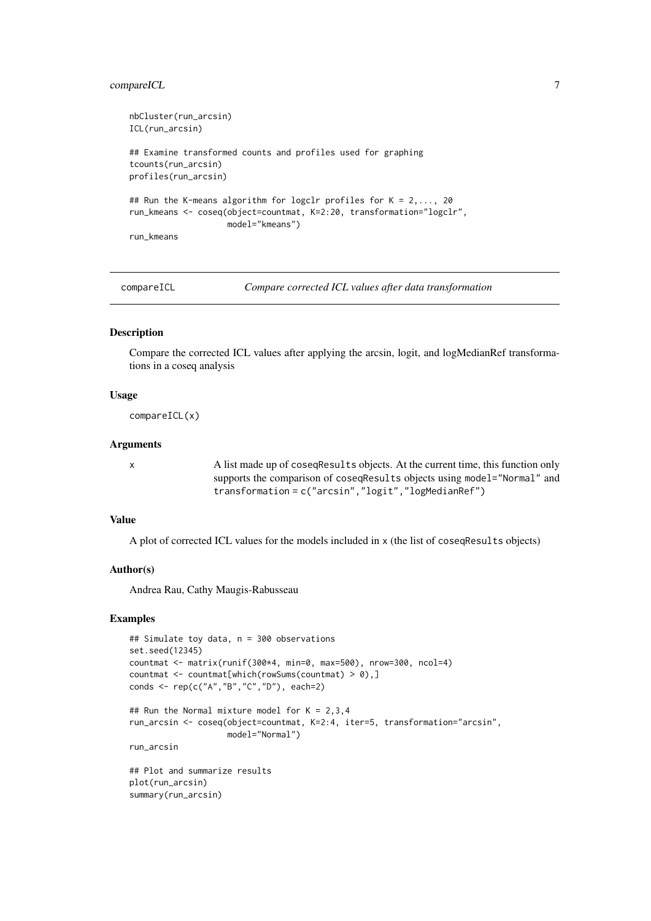```
nbCluster(run_arcsin)
ICL(run_arcsin)

## Examine transformed counts and profiles used for graphing
tcounts(run_arcsin)
profiles(run_arcsin)

## Run the K-means algorithm for logclr profiles for K = 2,..., 20
run_kmeans <- coseq(object=countmat, K=2:20, transformation="logclr",
                    model="kmeans")
run_kmeans
```

---

## compareICL — *Compare corrected ICL values after data transformation*

### Description

Compare the corrected ICL values after applying the arcsin, logit, and logMedianRef transformations in a coseq analysis

### Usage

```
compareICL(x)
```

### Arguments

| | |
|---|---|
| x | A list made up of `coseqResults` objects. At the current time, this function only supports the comparison of `coseqResults` objects using `model="Normal"` and `transformation = c("arcsin","logit","logMedianRef")` |

### Value

A plot of corrected ICL values for the models included in `x` (the list of `coseqResults` objects)

### Author(s)

Andrea Rau, Cathy Maugis-Rabusseau

### Examples

```
## Simulate toy data, n = 300 observations
set.seed(12345)
countmat <- matrix(runif(300*4, min=0, max=500), nrow=300, ncol=4)
countmat <- countmat[which(rowSums(countmat) > 0),]
conds <- rep(c("A","B","C","D"), each=2)

## Run the Normal mixture model for K = 2,3,4
run_arcsin <- coseq(object=countmat, K=2:4, iter=5, transformation="arcsin",
                    model="Normal")
run_arcsin

## Plot and summarize results
plot(run_arcsin)
summary(run_arcsin)
```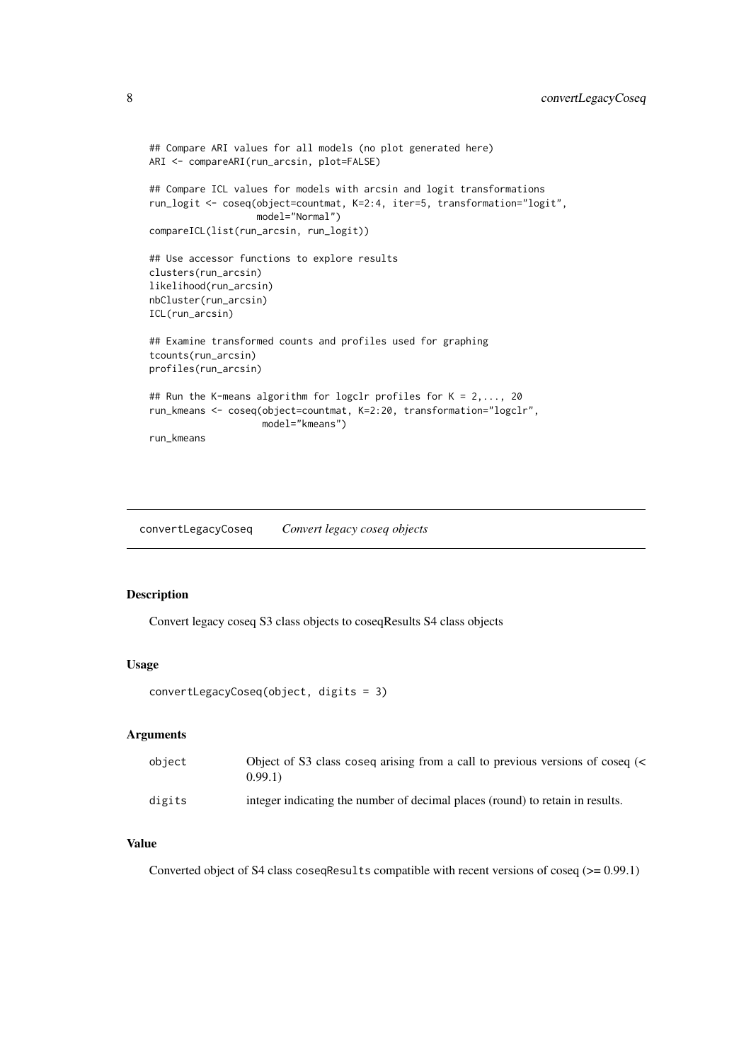```
## Compare ARI values for all models (no plot generated here)
ARI <- compareARI(run_arcsin, plot=FALSE)

## Compare ICL values for models with arcsin and logit transformations
run_logit <- coseq(object=countmat, K=2:4, iter=5, transformation="logit",
                   model="Normal")
compareICL(list(run_arcsin, run_logit))

## Use accessor functions to explore results
clusters(run_arcsin)
likelihood(run_arcsin)
nbCluster(run_arcsin)
ICL(run_arcsin)

## Examine transformed counts and profiles used for graphing
tcounts(run_arcsin)
profiles(run_arcsin)

## Run the K-means algorithm for logclr profiles for K = 2,..., 20
run_kmeans <- coseq(object=countmat, K=2:20, transformation="logclr",
                    model="kmeans")
run_kmeans
```

---

## convertLegacyCoseq *Convert legacy coseq objects*

### Description

Convert legacy coseq S3 class objects to coseqResults S4 class objects

### Usage

```
convertLegacyCoseq(object, digits = 3)
```

### Arguments

| | |
|---|---|
| object | Object of S3 class coseq arising from a call to previous versions of coseq (< 0.99.1) |
| digits | integer indicating the number of decimal places (round) to retain in results. |

### Value

Converted object of S4 class `coseqResults` compatible with recent versions of coseq (>= 0.99.1)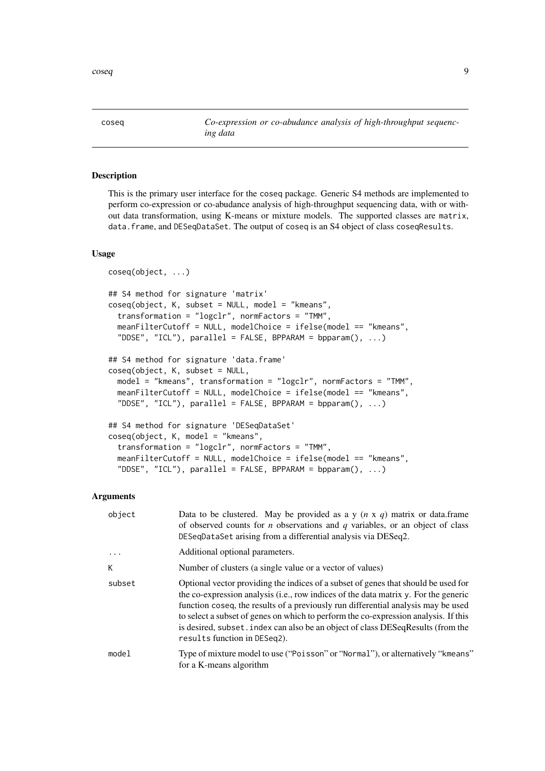coseq — *Co-expression or co-abudance analysis of high-throughput sequencing data*

## Description

This is the primary user interface for the coseq package. Generic S4 methods are implemented to perform co-expression or co-abudance analysis of high-throughput sequencing data, with or without data transformation, using K-means or mixture models. The supported classes are `matrix`, `data.frame`, and `DESeqDataSet`. The output of coseq is an S4 object of class `coseqResults`.

## Usage

```
coseq(object, ...)

## S4 method for signature 'matrix'
coseq(object, K, subset = NULL, model = "kmeans",
  transformation = "logclr", normFactors = "TMM",
  meanFilterCutoff = NULL, modelChoice = ifelse(model == "kmeans",
  "DDSE", "ICL"), parallel = FALSE, BPPARAM = bpparam(), ...)

## S4 method for signature 'data.frame'
coseq(object, K, subset = NULL,
  model = "kmeans", transformation = "logclr", normFactors = "TMM",
  meanFilterCutoff = NULL, modelChoice = ifelse(model == "kmeans",
  "DDSE", "ICL"), parallel = FALSE, BPPARAM = bpparam(), ...)

## S4 method for signature 'DESeqDataSet'
coseq(object, K, model = "kmeans",
  transformation = "logclr", normFactors = "TMM",
  meanFilterCutoff = NULL, modelChoice = ifelse(model == "kmeans",
  "DDSE", "ICL"), parallel = FALSE, BPPARAM = bpparam(), ...)
```

## Arguments

| | |
|---|---|
| `object` | Data to be clustered. May be provided as a y ($n$ x $q$) matrix or data.frame of observed counts for $n$ observations and $q$ variables, or an object of class `DESeqDataSet` arising from a differential analysis via DESeq2. |
| `...` | Additional optional parameters. |
| `K` | Number of clusters (a single value or a vector of values) |
| `subset` | Optional vector providing the indices of a subset of genes that should be used for the co-expression analysis (i.e., row indices of the data matrix `y`. For the generic function coseq, the results of a previously run differential analysis may be used to select a subset of genes on which to perform the co-expression analysis. If this is desired, `subset.index` can also be an object of class DESeqResults (from the `results` function in `DESeq2`). |
| `model` | Type of mixture model to use ("`Poisson`" or "`Normal`"), or alternatively "`kmeans`" for a K-means algorithm |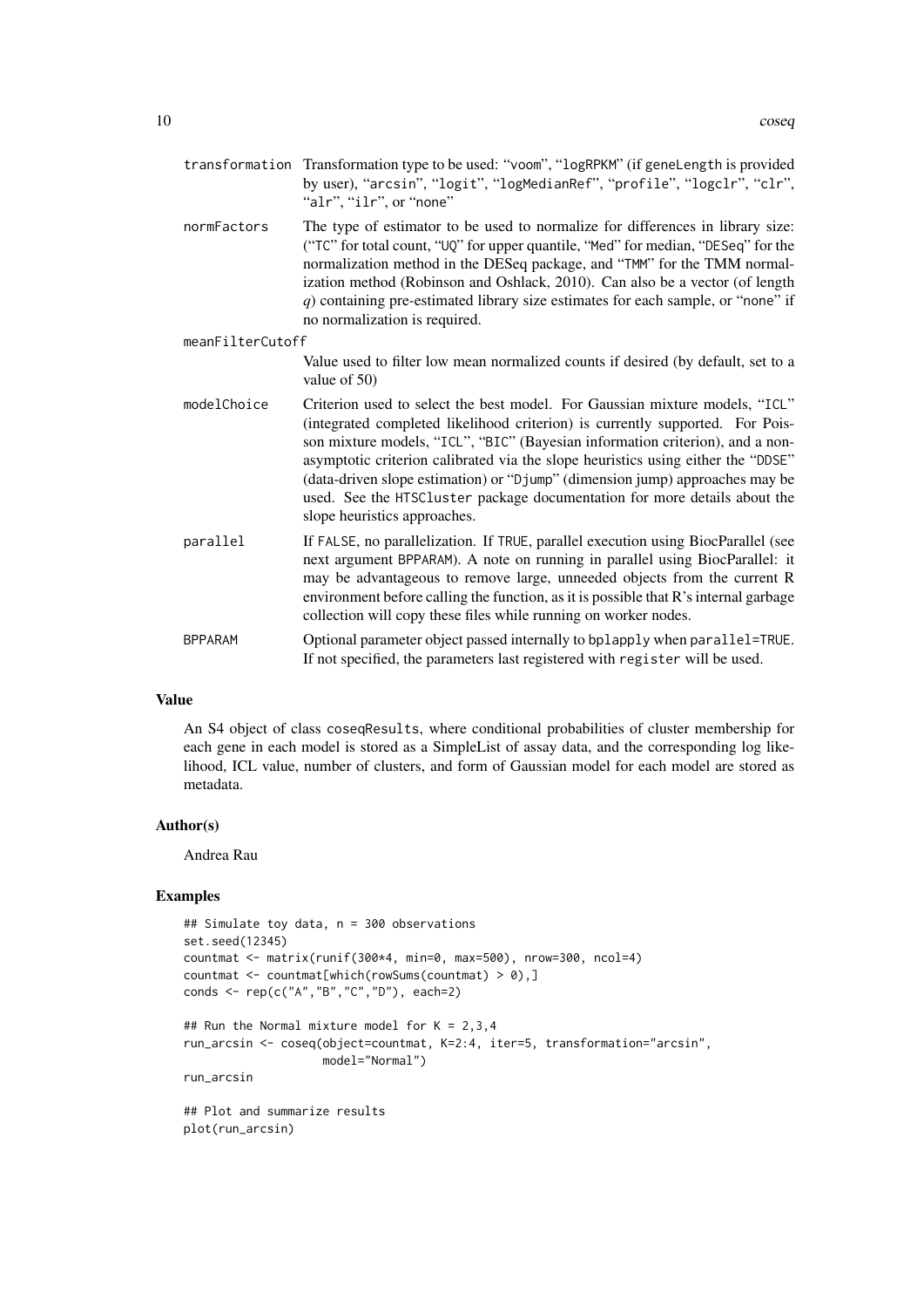transformation
: Transformation type to be used: "voom", "logRPKM" (if geneLength is provided by user), "arcsin", "logit", "logMedianRef", "profile", "logclr", "clr", "alr", "ilr", or "none"

normFactors
: The type of estimator to be used to normalize for differences in library size: ("TC" for total count, "UQ" for upper quantile, "Med" for median, "DESeq" for the normalization method in the DESeq package, and "TMM" for the TMM normalization method (Robinson and Oshlack, 2010). Can also be a vector (of length $q$) containing pre-estimated library size estimates for each sample, or "none" if no normalization is required.

meanFilterCutoff
: Value used to filter low mean normalized counts if desired (by default, set to a value of 50)

modelChoice
: Criterion used to select the best model. For Gaussian mixture models, "ICL" (integrated completed likelihood criterion) is currently supported. For Poisson mixture models, "ICL", "BIC" (Bayesian information criterion), and a non-asymptotic criterion calibrated via the slope heuristics using either the "DDSE" (data-driven slope estimation) or "Djump" (dimension jump) approaches may be used. See the HTSCluster package documentation for more details about the slope heuristics approaches.

parallel
: If FALSE, no parallelization. If TRUE, parallel execution using BiocParallel (see next argument BPPARAM). A note on running in parallel using BiocParallel: it may be advantageous to remove large, unneeded objects from the current R environment before calling the function, as it is possible that R's internal garbage collection will copy these files while running on worker nodes.

BPPARAM
: Optional parameter object passed internally to bplapply when parallel=TRUE. If not specified, the parameters last registered with register will be used.

## Value

An S4 object of class coseqResults, where conditional probabilities of cluster membership for each gene in each model is stored as a SimpleList of assay data, and the corresponding log likelihood, ICL value, number of clusters, and form of Gaussian model for each model are stored as metadata.

## Author(s)

Andrea Rau

## Examples

```
## Simulate toy data, n = 300 observations
set.seed(12345)
countmat <- matrix(runif(300*4, min=0, max=500), nrow=300, ncol=4)
countmat <- countmat[which(rowSums(countmat) > 0),]
conds <- rep(c("A","B","C","D"), each=2)

## Run the Normal mixture model for K = 2,3,4
run_arcsin <- coseq(object=countmat, K=2:4, iter=5, transformation="arcsin",
                    model="Normal")
run_arcsin

## Plot and summarize results
plot(run_arcsin)
```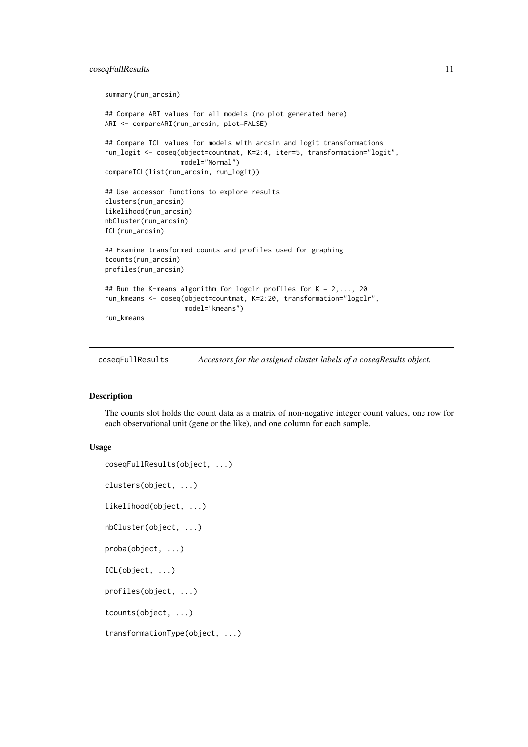```
summary(run_arcsin)

## Compare ARI values for all models (no plot generated here)
ARI <- compareARI(run_arcsin, plot=FALSE)

## Compare ICL values for models with arcsin and logit transformations
run_logit <- coseq(object=countmat, K=2:4, iter=5, transformation="logit",
                   model="Normal")
compareICL(list(run_arcsin, run_logit))

## Use accessor functions to explore results
clusters(run_arcsin)
likelihood(run_arcsin)
nbCluster(run_arcsin)
ICL(run_arcsin)

## Examine transformed counts and profiles used for graphing
tcounts(run_arcsin)
profiles(run_arcsin)

## Run the K-means algorithm for logclr profiles for K = 2,..., 20
run_kmeans <- coseq(object=countmat, K=2:20, transformation="logclr",
                    model="kmeans")
run_kmeans
```

---

## coseqFullResults — *Accessors for the assigned cluster labels of a coseqResults object.*

### Description

The counts slot holds the count data as a matrix of non-negative integer count values, one row for each observational unit (gene or the like), and one column for each sample.

### Usage

```
coseqFullResults(object, ...)

clusters(object, ...)

likelihood(object, ...)

nbCluster(object, ...)

proba(object, ...)

ICL(object, ...)

profiles(object, ...)

tcounts(object, ...)

transformationType(object, ...)
```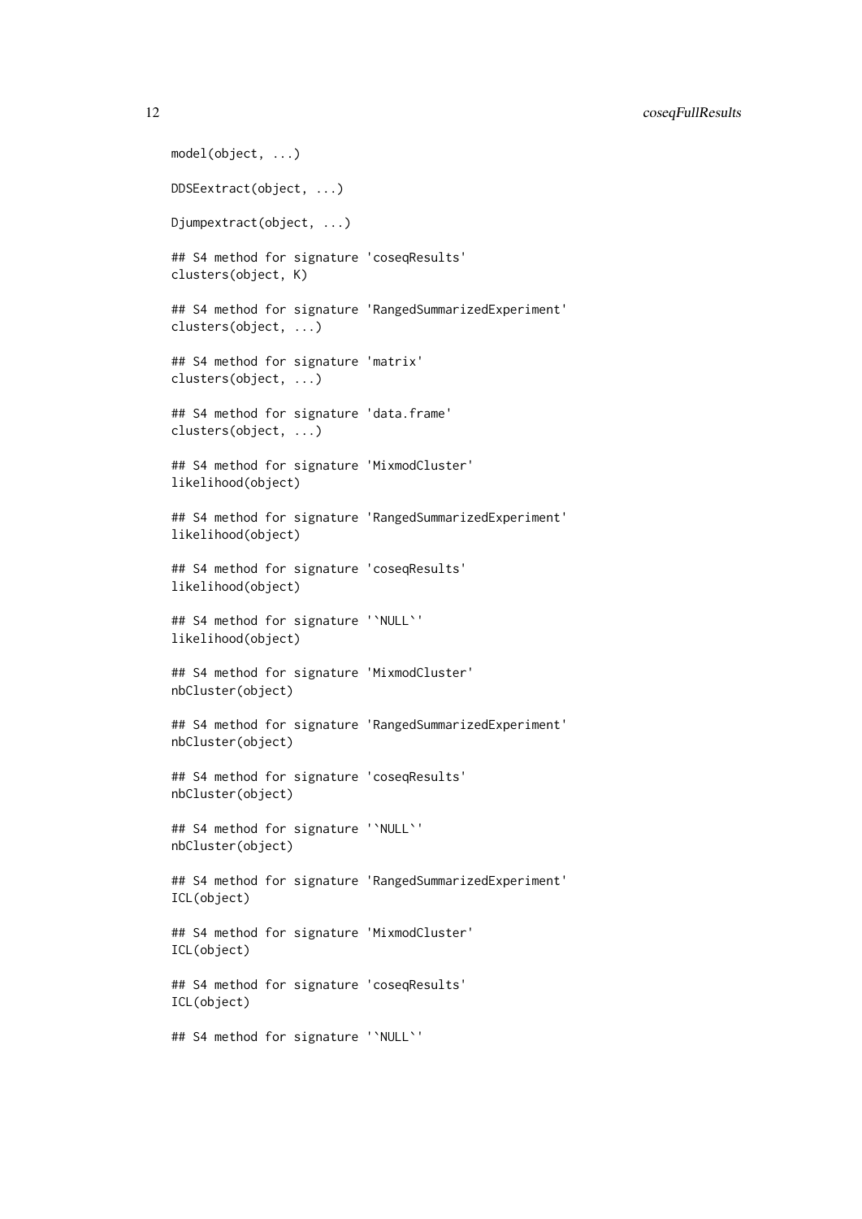```
model(object, ...)

DDSEextract(object, ...)

Djumpextract(object, ...)

## S4 method for signature 'coseqResults'
clusters(object, K)

## S4 method for signature 'RangedSummarizedExperiment'
clusters(object, ...)

## S4 method for signature 'matrix'
clusters(object, ...)

## S4 method for signature 'data.frame'
clusters(object, ...)

## S4 method for signature 'MixmodCluster'
likelihood(object)

## S4 method for signature 'RangedSummarizedExperiment'
likelihood(object)

## S4 method for signature 'coseqResults'
likelihood(object)

## S4 method for signature '`NULL`'
likelihood(object)

## S4 method for signature 'MixmodCluster'
nbCluster(object)

## S4 method for signature 'RangedSummarizedExperiment'
nbCluster(object)

## S4 method for signature 'coseqResults'
nbCluster(object)

## S4 method for signature '`NULL`'
nbCluster(object)

## S4 method for signature 'RangedSummarizedExperiment'
ICL(object)

## S4 method for signature 'MixmodCluster'
ICL(object)

## S4 method for signature 'coseqResults'
ICL(object)

## S4 method for signature '`NULL`'
```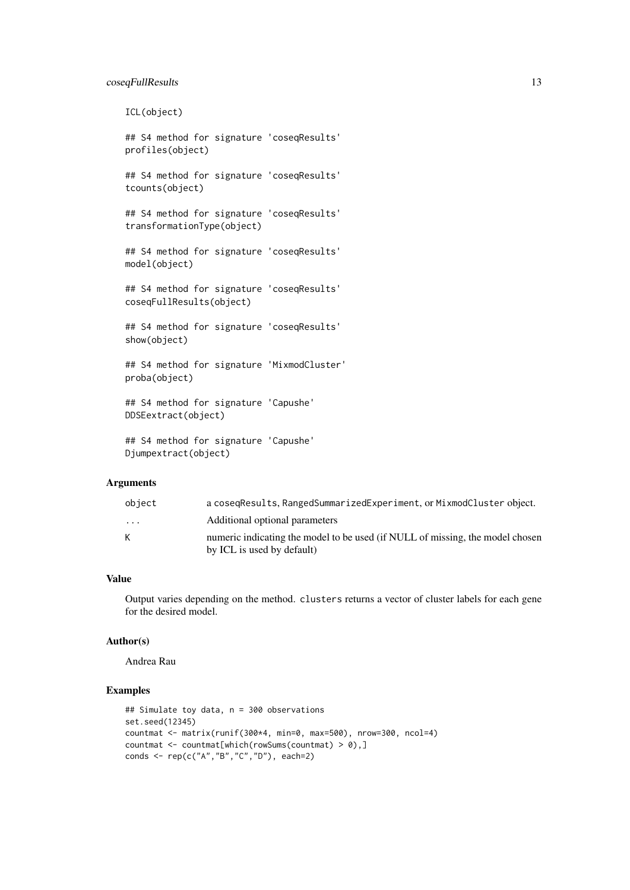```
ICL(object)

## S4 method for signature 'coseqResults'
profiles(object)

## S4 method for signature 'coseqResults'
tcounts(object)

## S4 method for signature 'coseqResults'
transformationType(object)

## S4 method for signature 'coseqResults'
model(object)

## S4 method for signature 'coseqResults'
coseqFullResults(object)

## S4 method for signature 'coseqResults'
show(object)

## S4 method for signature 'MixmodCluster'
proba(object)

## S4 method for signature 'Capushe'
DDSEextract(object)

## S4 method for signature 'Capushe'
Djumpextract(object)
```

### Arguments

| | |
|---|---|
| `object` | a `coseqResults`, `RangedSummarizedExperiment`, or `MixmodCluster` object. |
| `...` | Additional optional parameters |
| `K` | numeric indicating the model to be used (if NULL of missing, the model chosen by ICL is used by default) |

### Value

Output varies depending on the method. `clusters` returns a vector of cluster labels for each gene for the desired model.

### Author(s)

Andrea Rau

### Examples

```
## Simulate toy data, n = 300 observations
set.seed(12345)
countmat <- matrix(runif(300*4, min=0, max=500), nrow=300, ncol=4)
countmat <- countmat[which(rowSums(countmat) > 0),]
conds <- rep(c("A","B","C","D"), each=2)
```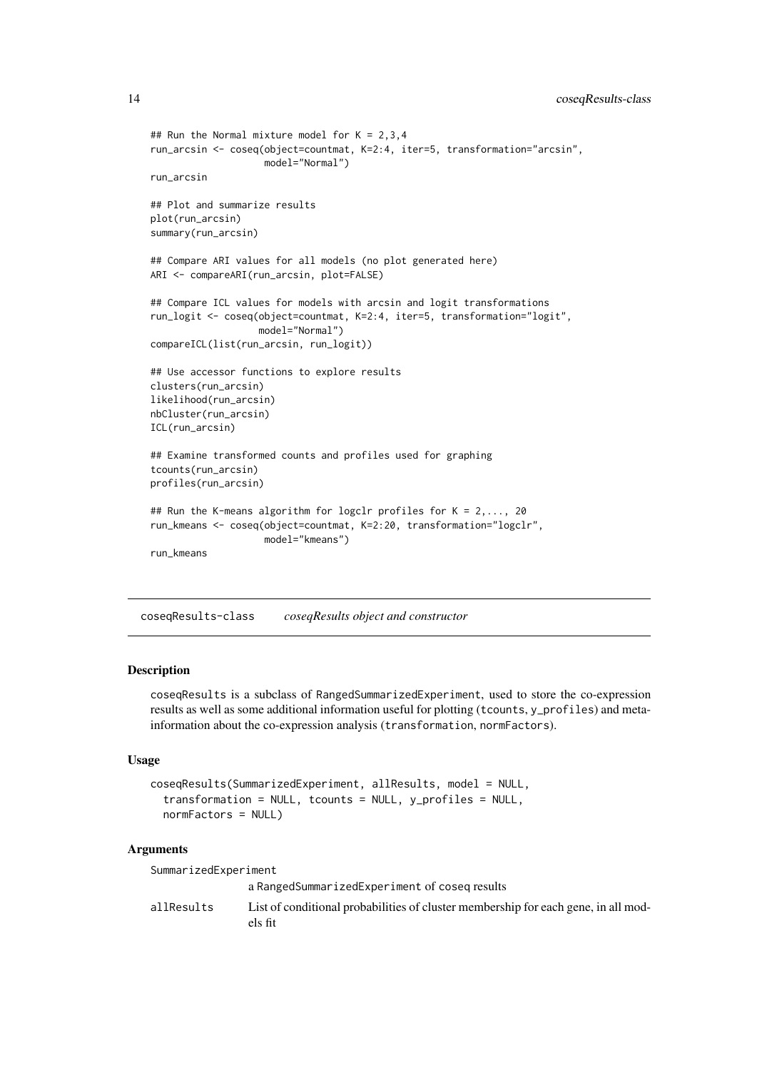```
## Run the Normal mixture model for K = 2,3,4
run_arcsin <- coseq(object=countmat, K=2:4, iter=5, transformation="arcsin",
                    model="Normal")
run_arcsin

## Plot and summarize results
plot(run_arcsin)
summary(run_arcsin)

## Compare ARI values for all models (no plot generated here)
ARI <- compareARI(run_arcsin, plot=FALSE)

## Compare ICL values for models with arcsin and logit transformations
run_logit <- coseq(object=countmat, K=2:4, iter=5, transformation="logit",
                   model="Normal")
compareICL(list(run_arcsin, run_logit))

## Use accessor functions to explore results
clusters(run_arcsin)
likelihood(run_arcsin)
nbCluster(run_arcsin)
ICL(run_arcsin)

## Examine transformed counts and profiles used for graphing
tcounts(run_arcsin)
profiles(run_arcsin)

## Run the K-means algorithm for logclr profiles for K = 2,..., 20
run_kmeans <- coseq(object=countmat, K=2:20, transformation="logclr",
                    model="kmeans")
run_kmeans
```

## coseqResults-class *coseqResults object and constructor*

### Description

coseqResults is a subclass of RangedSummarizedExperiment, used to store the co-expression results as well as some additional information useful for plotting (tcounts, y_profiles) and meta-information about the co-expression analysis (transformation, normFactors).

### Usage

```
coseqResults(SummarizedExperiment, allResults, model = NULL,
  transformation = NULL, tcounts = NULL, y_profiles = NULL,
  normFactors = NULL)
```

### Arguments

| | |
|---|---|
| SummarizedExperiment | a RangedSummarizedExperiment of coseq results |
| allResults | List of conditional probabilities of cluster membership for each gene, in all models fit |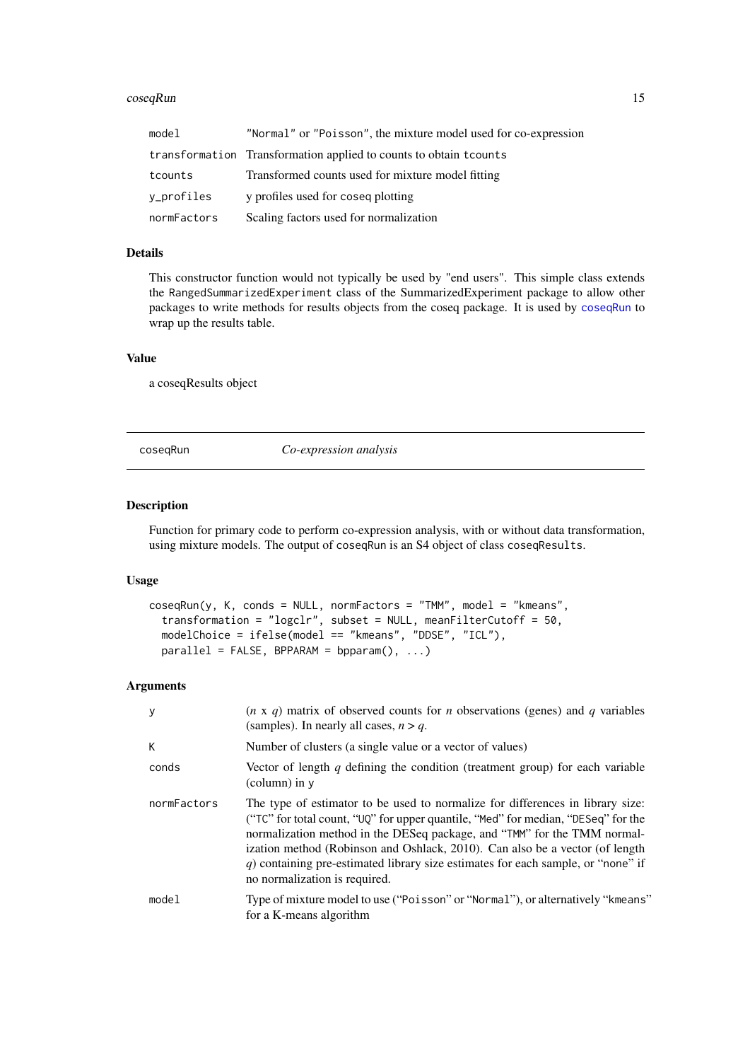| | |
|---|---|
| model | "Normal" or "Poisson", the mixture model used for co-expression |
| transformation | Transformation applied to counts to obtain tcounts |
| tcounts | Transformed counts used for mixture model fitting |
| y_profiles | y profiles used for coseq plotting |
| normFactors | Scaling factors used for normalization |

### Details

This constructor function would not typically be used by "end users". This simple class extends the RangedSummarizedExperiment class of the SummarizedExperiment package to allow other packages to write methods for results objects from the coseq package. It is used by coseqRun to wrap up the results table.

### Value

a coseqResults object

---

## coseqRun — *Co-expression analysis*

---

### Description

Function for primary code to perform co-expression analysis, with or without data transformation, using mixture models. The output of coseqRun is an S4 object of class coseqResults.

### Usage

```
coseqRun(y, K, conds = NULL, normFactors = "TMM", model = "kmeans",
  transformation = "logclr", subset = NULL, meanFilterCutoff = 50,
  modelChoice = ifelse(model == "kmeans", "DDSE", "ICL"),
  parallel = FALSE, BPPARAM = bpparam(), ...)
```

### Arguments

| | |
|---|---|
| y | ($n$ x $q$) matrix of observed counts for $n$ observations (genes) and $q$ variables (samples). In nearly all cases, $n > q$. |
| K | Number of clusters (a single value or a vector of values) |
| conds | Vector of length $q$ defining the condition (treatment group) for each variable (column) in y |
| normFactors | The type of estimator to be used to normalize for differences in library size: ("TC" for total count, "UQ" for upper quantile, "Med" for median, "DESeq" for the normalization method in the DESeq package, and "TMM" for the TMM normalization method (Robinson and Oshlack, 2010). Can also be a vector (of length $q$) containing pre-estimated library size estimates for each sample, or "none" if no normalization is required. |
| model | Type of mixture model to use ("Poisson" or "Normal"), or alternatively "kmeans" for a K-means algorithm |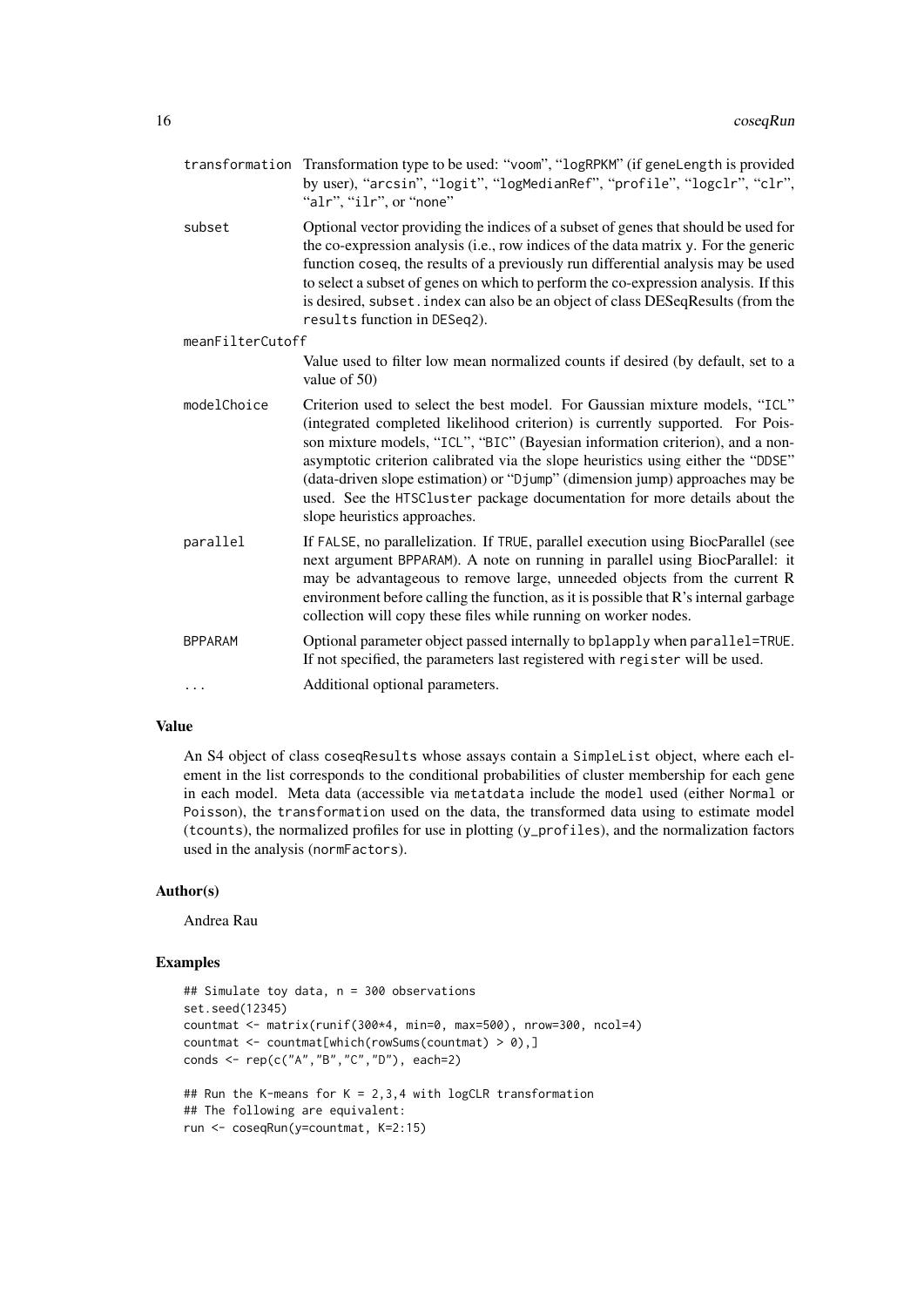transformation
: Transformation type to be used: "voom", "logRPKM" (if geneLength is provided by user), "arcsin", "logit", "logMedianRef", "profile", "logclr", "clr", "alr", "ilr", or "none"

subset
: Optional vector providing the indices of a subset of genes that should be used for the co-expression analysis (i.e., row indices of the data matrix y. For the generic function coseq, the results of a previously run differential analysis may be used to select a subset of genes on which to perform the co-expression analysis. If this is desired, subset.index can also be an object of class DESeqResults (from the results function in DESeq2).

meanFilterCutoff
: Value used to filter low mean normalized counts if desired (by default, set to a value of 50)

modelChoice
: Criterion used to select the best model. For Gaussian mixture models, "ICL" (integrated completed likelihood criterion) is currently supported. For Poisson mixture models, "ICL", "BIC" (Bayesian information criterion), and a non-asymptotic criterion calibrated via the slope heuristics using either the "DDSE" (data-driven slope estimation) or "Djump" (dimension jump) approaches may be used. See the HTSCluster package documentation for more details about the slope heuristics approaches.

parallel
: If FALSE, no parallelization. If TRUE, parallel execution using BiocParallel (see next argument BPPARAM). A note on running in parallel using BiocParallel: it may be advantageous to remove large, unneeded objects from the current R environment before calling the function, as it is possible that R's internal garbage collection will copy these files while running on worker nodes.

BPPARAM
: Optional parameter object passed internally to bplapply when parallel=TRUE. If not specified, the parameters last registered with register will be used.

...
: Additional optional parameters.

## Value

An S4 object of class coseqResults whose assays contain a SimpleList object, where each element in the list corresponds to the conditional probabilities of cluster membership for each gene in each model. Meta data (accessible via metatdata include the model used (either Normal or Poisson), the transformation used on the data, the transformed data using to estimate model (tcounts), the normalized profiles for use in plotting (y_profiles), and the normalization factors used in the analysis (normFactors).

## Author(s)

Andrea Rau

## Examples

```
## Simulate toy data, n = 300 observations
set.seed(12345)
countmat <- matrix(runif(300*4, min=0, max=500), nrow=300, ncol=4)
countmat <- countmat[which(rowSums(countmat) > 0),]
conds <- rep(c("A","B","C","D"), each=2)

## Run the K-means for K = 2,3,4 with logCLR transformation
## The following are equivalent:
run <- coseqRun(y=countmat, K=2:15)
```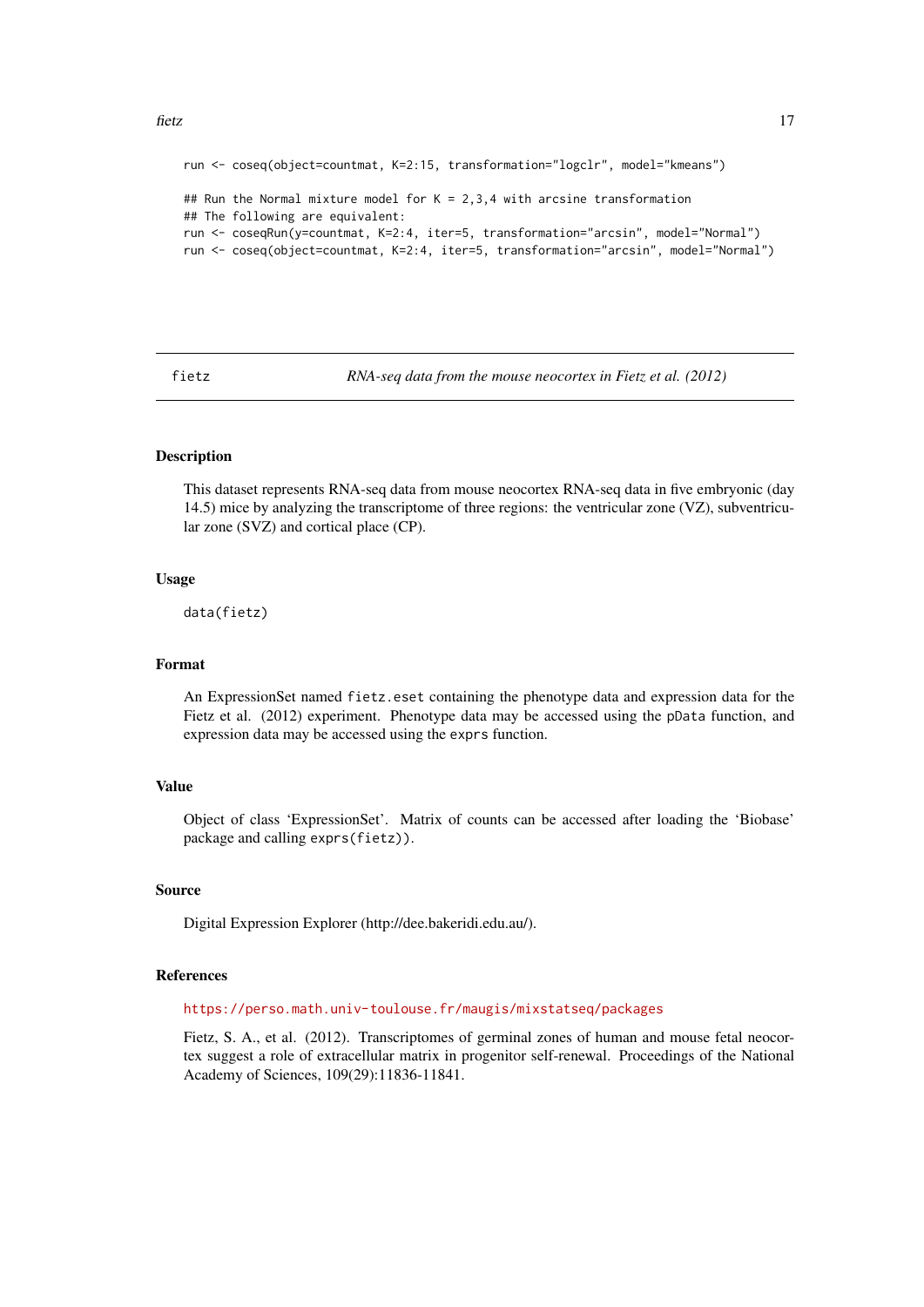```
run <- coseq(object=countmat, K=2:15, transformation="logclr", model="kmeans")

## Run the Normal mixture model for K = 2,3,4 with arcsine transformation
## The following are equivalent:
run <- coseqRun(y=countmat, K=2:4, iter=5, transformation="arcsin", model="Normal")
run <- coseq(object=countmat, K=2:4, iter=5, transformation="arcsin", model="Normal")
```

## fietz — *RNA-seq data from the mouse neocortex in Fietz et al. (2012)*

### Description

This dataset represents RNA-seq data from mouse neocortex RNA-seq data in five embryonic (day 14.5) mice by analyzing the transcriptome of three regions: the ventricular zone (VZ), subventricular zone (SVZ) and cortical place (CP).

### Usage

```
data(fietz)
```

### Format

An ExpressionSet named `fietz.eset` containing the phenotype data and expression data for the Fietz et al. (2012) experiment. Phenotype data may be accessed using the `pData` function, and expression data may be accessed using the `exprs` function.

### Value

Object of class 'ExpressionSet'. Matrix of counts can be accessed after loading the 'Biobase' package and calling `exprs(fietz))`.

### Source

Digital Expression Explorer (http://dee.bakeridi.edu.au/).

### References

https://perso.math.univ-toulouse.fr/maugis/mixstatseq/packages

Fietz, S. A., et al. (2012). Transcriptomes of germinal zones of human and mouse fetal neocortex suggest a role of extracellular matrix in progenitor self-renewal. Proceedings of the National Academy of Sciences, 109(29):11836-11841.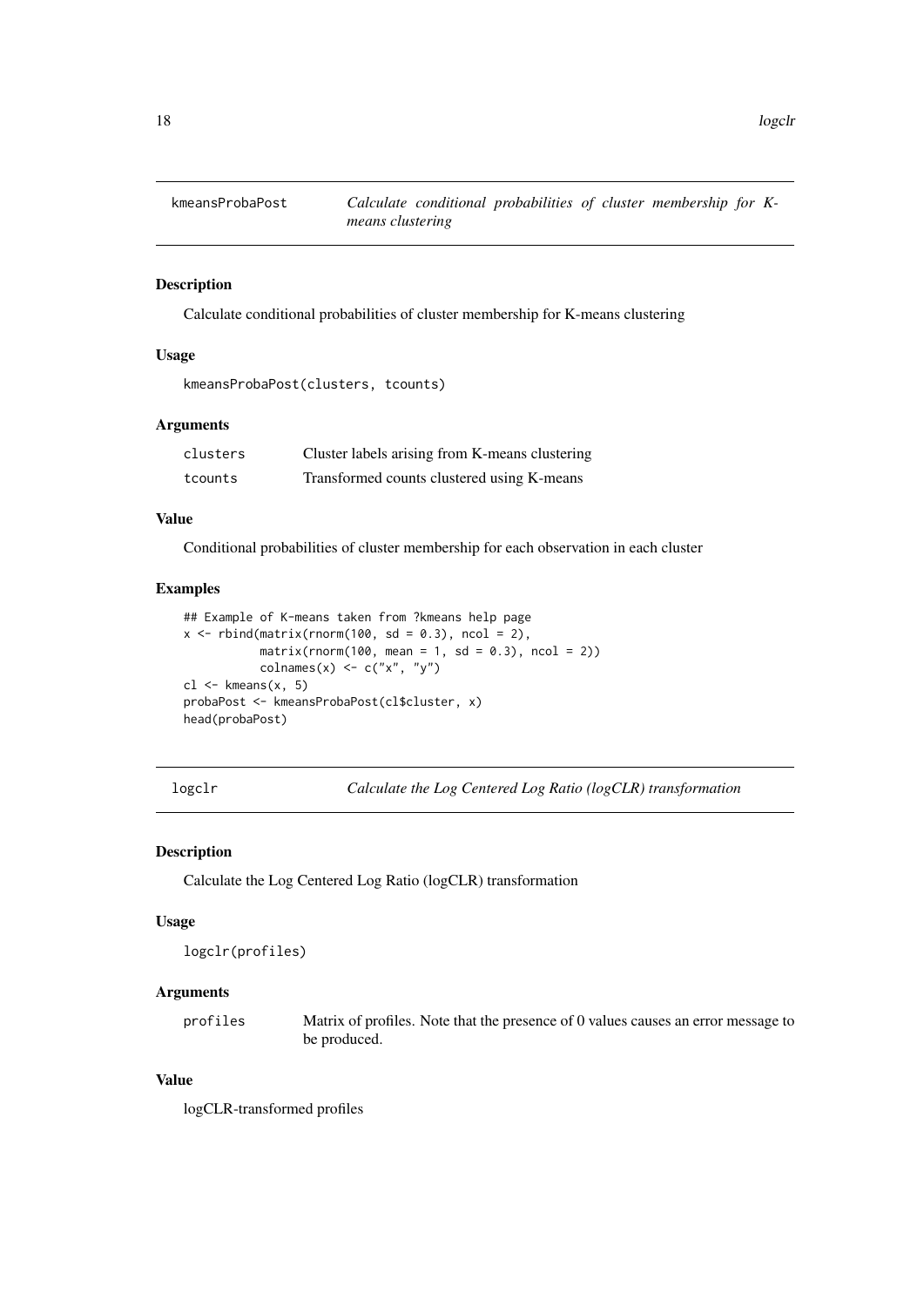## kmeansProbaPost — *Calculate conditional probabilities of cluster membership for K-means clustering*

### Description

Calculate conditional probabilities of cluster membership for K-means clustering

### Usage

```
kmeansProbaPost(clusters, tcounts)
```

### Arguments

| | |
|---|---|
| clusters | Cluster labels arising from K-means clustering |
| tcounts | Transformed counts clustered using K-means |

### Value

Conditional probabilities of cluster membership for each observation in each cluster

### Examples

```
## Example of K-means taken from ?kmeans help page
x <- rbind(matrix(rnorm(100, sd = 0.3), ncol = 2),
           matrix(rnorm(100, mean = 1, sd = 0.3), ncol = 2))
           colnames(x) <- c("x", "y")
cl <- kmeans(x, 5)
probaPost <- kmeansProbaPost(cl$cluster, x)
head(probaPost)
```

## logclr — *Calculate the Log Centered Log Ratio (logCLR) transformation*

### Description

Calculate the Log Centered Log Ratio (logCLR) transformation

### Usage

```
logclr(profiles)
```

### Arguments

| | |
|---|---|
| profiles | Matrix of profiles. Note that the presence of 0 values causes an error message to be produced. |

### Value

logCLR-transformed profiles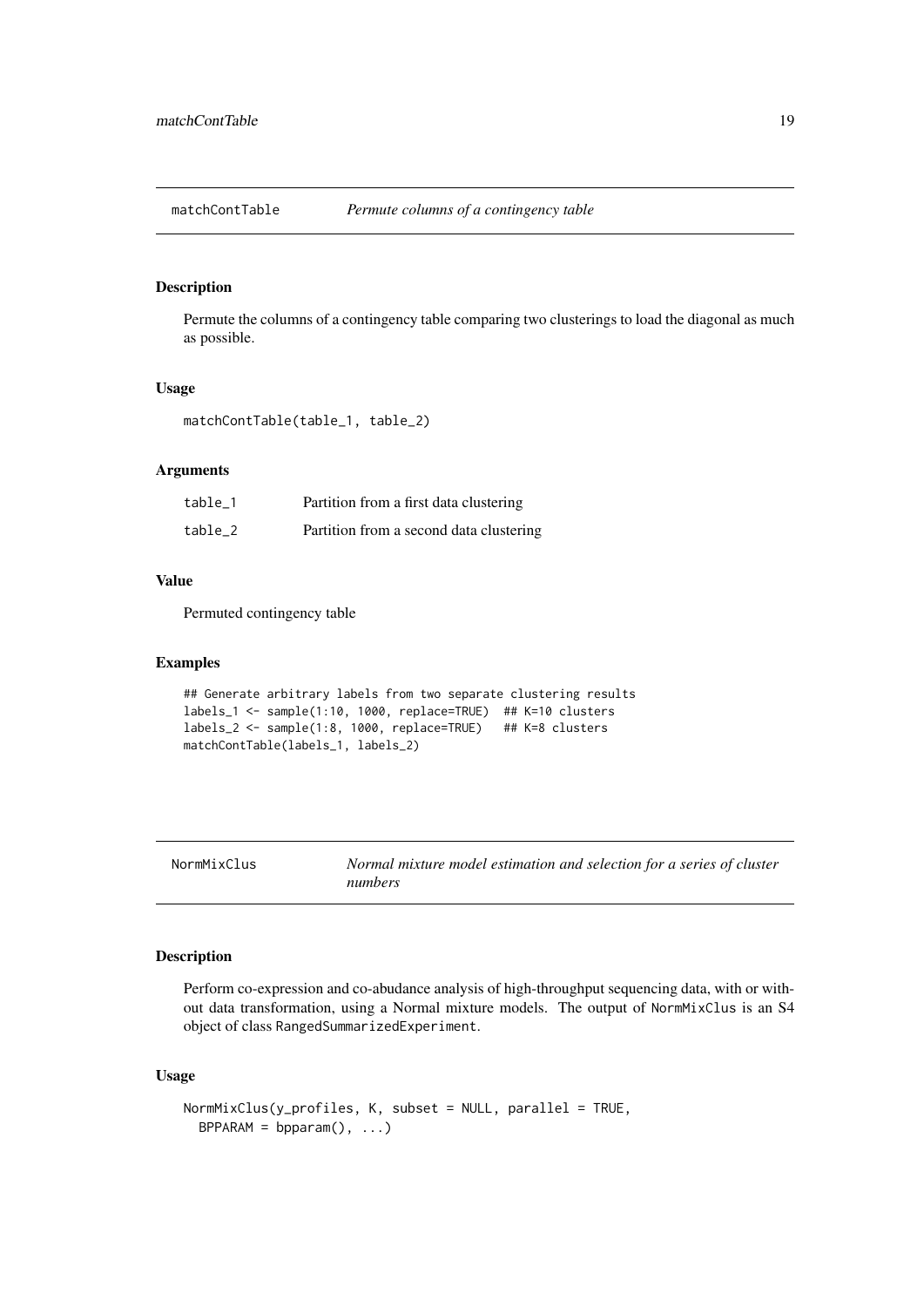## matchContTable *Permute columns of a contingency table*

### Description

Permute the columns of a contingency table comparing two clusterings to load the diagonal as much as possible.

### Usage

```
matchContTable(table_1, table_2)
```

### Arguments

| | |
|---|---|
| table_1 | Partition from a first data clustering |
| table_2 | Partition from a second data clustering |

### Value

Permuted contingency table

### Examples

```
## Generate arbitrary labels from two separate clustering results
labels_1 <- sample(1:10, 1000, replace=TRUE)  ## K=10 clusters
labels_2 <- sample(1:8, 1000, replace=TRUE)   ## K=8 clusters
matchContTable(labels_1, labels_2)
```

## NormMixClus *Normal mixture model estimation and selection for a series of cluster numbers*

### Description

Perform co-expression and co-abudance analysis of high-throughput sequencing data, with or without data transformation, using a Normal mixture models. The output of NormMixClus is an S4 object of class RangedSummarizedExperiment.

### Usage

```
NormMixClus(y_profiles, K, subset = NULL, parallel = TRUE,
  BPPARAM = bpparam(), ...)
```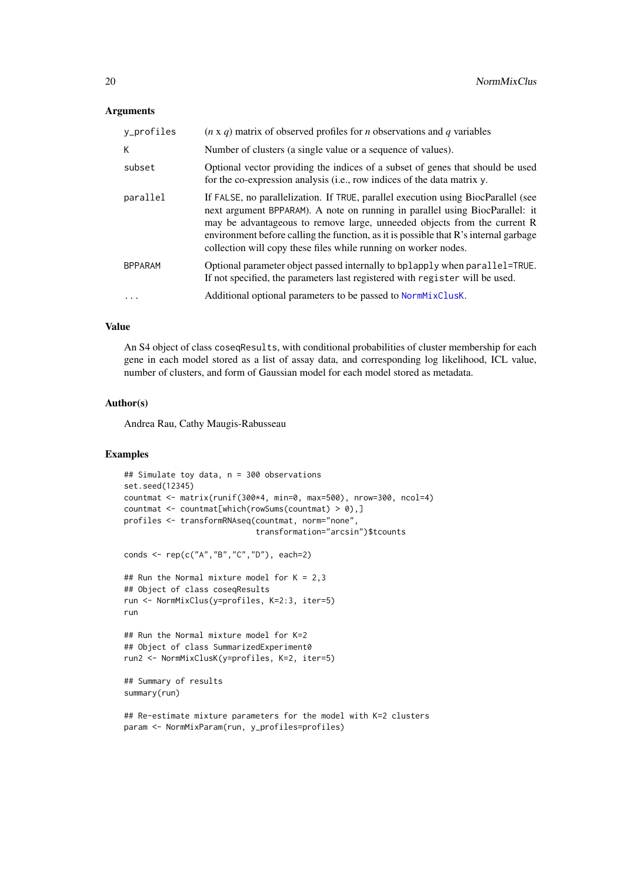### Arguments

| | |
|---|---|
| `y_profiles` | ($n$ x $q$) matrix of observed profiles for $n$ observations and $q$ variables |
| `K` | Number of clusters (a single value or a sequence of values). |
| `subset` | Optional vector providing the indices of a subset of genes that should be used for the co-expression analysis (i.e., row indices of the data matrix `y`. |
| `parallel` | If `FALSE`, no parallelization. If `TRUE`, parallel execution using BiocParallel (see next argument `BPPARAM`). A note on running in parallel using BiocParallel: it may be advantageous to remove large, unneeded objects from the current R environment before calling the function, as it is possible that R's internal garbage collection will copy these files while running on worker nodes. |
| `BPPARAM` | Optional parameter object passed internally to `bplapply` when `parallel=TRUE`. If not specified, the parameters last registered with `register` will be used. |
| `...` | Additional optional parameters to be passed to `NormMixClusK`. |

### Value

An S4 object of class `coseqResults`, with conditional probabilities of cluster membership for each gene in each model stored as a list of assay data, and corresponding log likelihood, ICL value, number of clusters, and form of Gaussian model for each model stored as metadata.

### Author(s)

Andrea Rau, Cathy Maugis-Rabusseau

### Examples

```
## Simulate toy data, n = 300 observations
set.seed(12345)
countmat <- matrix(runif(300*4, min=0, max=500), nrow=300, ncol=4)
countmat <- countmat[which(rowSums(countmat) > 0),]
profiles <- transformRNAseq(countmat, norm="none",
                            transformation="arcsin")$tcounts

conds <- rep(c("A","B","C","D"), each=2)

## Run the Normal mixture model for K = 2,3
## Object of class coseqResults
run <- NormMixClus(y=profiles, K=2:3, iter=5)
run

## Run the Normal mixture model for K=2
## Object of class SummarizedExperiment0
run2 <- NormMixClusK(y=profiles, K=2, iter=5)

## Summary of results
summary(run)

## Re-estimate mixture parameters for the model with K=2 clusters
param <- NormMixParam(run, y_profiles=profiles)
```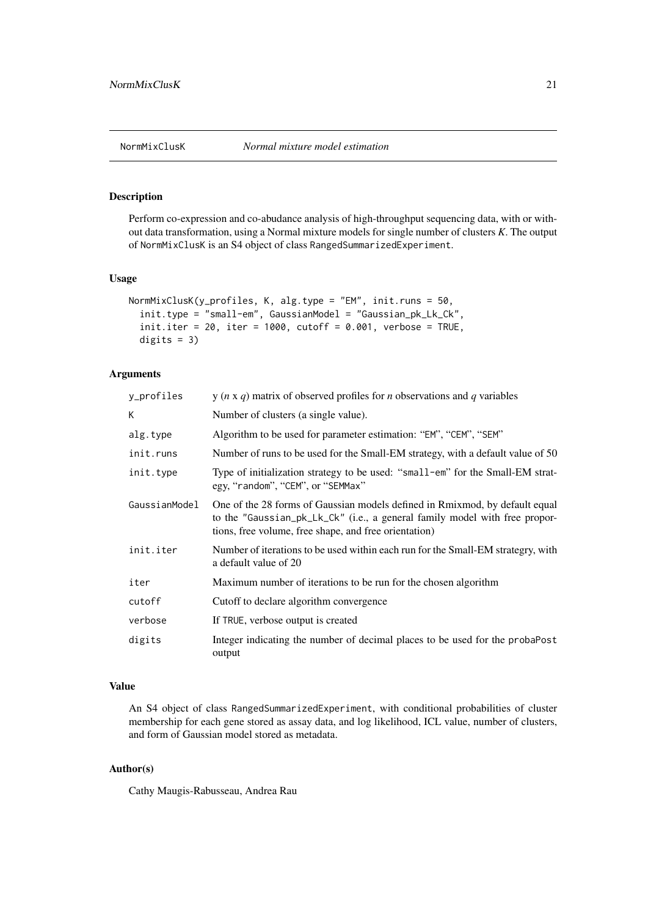NormMixClusK — *Normal mixture model estimation*

## Description

Perform co-expression and co-abudance analysis of high-throughput sequencing data, with or without data transformation, using a Normal mixture models for single number of clusters *K*. The output of NormMixClusK is an S4 object of class RangedSummarizedExperiment.

## Usage

```
NormMixClusK(y_profiles, K, alg.type = "EM", init.runs = 50,
  init.type = "small-em", GaussianModel = "Gaussian_pk_Lk_Ck",
  init.iter = 20, iter = 1000, cutoff = 0.001, verbose = TRUE,
  digits = 3)
```

## Arguments

| | |
|---|---|
| y_profiles | y (*n* x *q*) matrix of observed profiles for *n* observations and *q* variables |
| K | Number of clusters (a single value). |
| alg.type | Algorithm to be used for parameter estimation: "EM", "CEM", "SEM" |
| init.runs | Number of runs to be used for the Small-EM strategy, with a default value of 50 |
| init.type | Type of initialization strategy to be used: "small-em" for the Small-EM strategy, "random", "CEM", or "SEMMax" |
| GaussianModel | One of the 28 forms of Gaussian models defined in Rmixmod, by default equal to the "Gaussian_pk_Lk_Ck" (i.e., a general family model with free proportions, free volume, free shape, and free orientation) |
| init.iter | Number of iterations to be used within each run for the Small-EM strategry, with a default value of 20 |
| iter | Maximum number of iterations to be run for the chosen algorithm |
| cutoff | Cutoff to declare algorithm convergence |
| verbose | If TRUE, verbose output is created |
| digits | Integer indicating the number of decimal places to be used for the probaPost output |

## Value

An S4 object of class RangedSummarizedExperiment, with conditional probabilities of cluster membership for each gene stored as assay data, and log likelihood, ICL value, number of clusters, and form of Gaussian model stored as metadata.

## Author(s)

Cathy Maugis-Rabusseau, Andrea Rau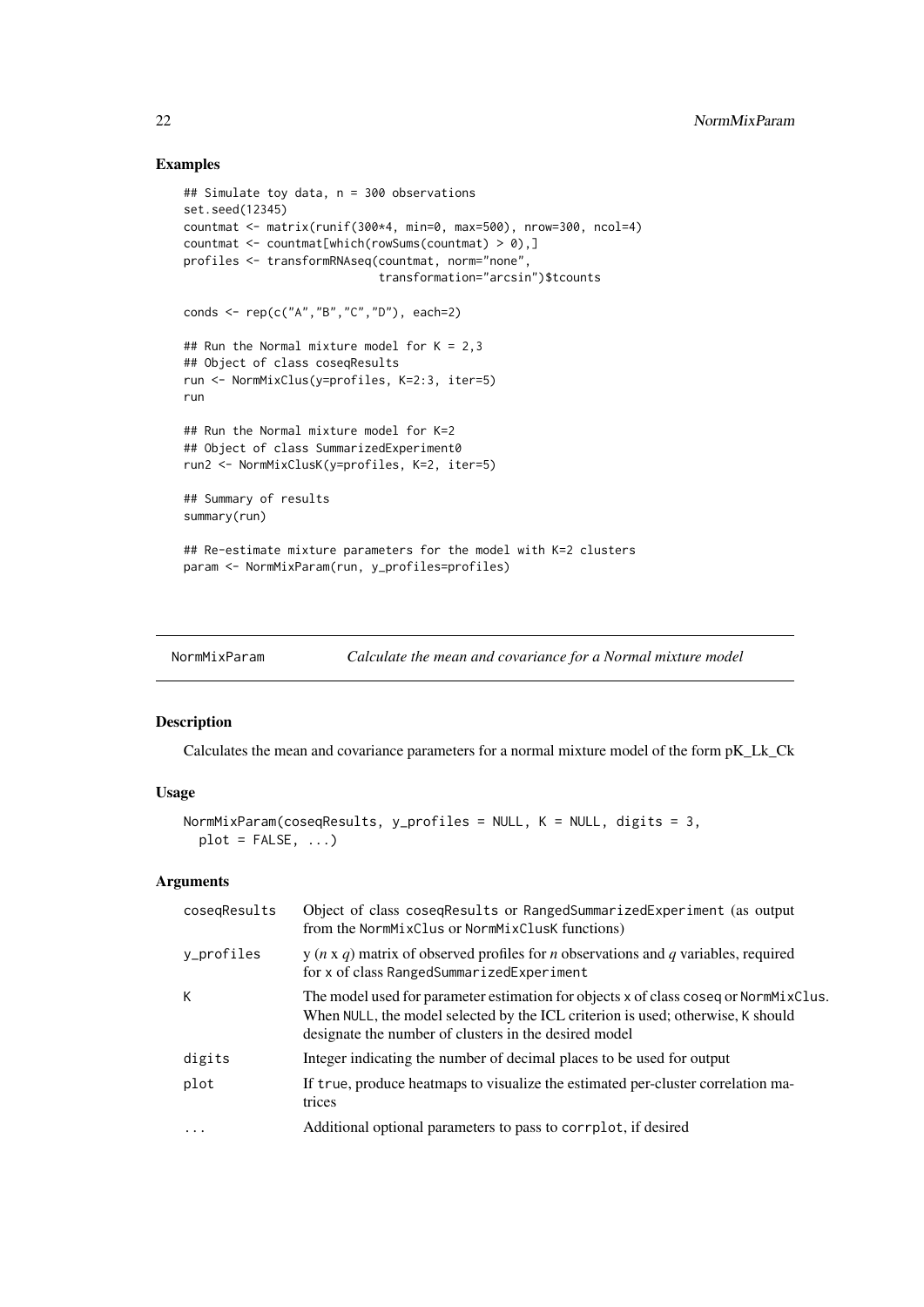### Examples

```
## Simulate toy data, n = 300 observations
set.seed(12345)
countmat <- matrix(runif(300*4, min=0, max=500), nrow=300, ncol=4)
countmat <- countmat[which(rowSums(countmat) > 0),]
profiles <- transformRNAseq(countmat, norm="none",
                           transformation="arcsin")$tcounts

conds <- rep(c("A","B","C","D"), each=2)

## Run the Normal mixture model for K = 2,3
## Object of class coseqResults
run <- NormMixClus(y=profiles, K=2:3, iter=5)
run

## Run the Normal mixture model for K=2
## Object of class SummarizedExperiment0
run2 <- NormMixClusK(y=profiles, K=2, iter=5)

## Summary of results
summary(run)

## Re-estimate mixture parameters for the model with K=2 clusters
param <- NormMixParam(run, y_profiles=profiles)
```

## NormMixParam — *Calculate the mean and covariance for a Normal mixture model*

### Description

Calculates the mean and covariance parameters for a normal mixture model of the form pK_Lk_Ck

### Usage

```
NormMixParam(coseqResults, y_profiles = NULL, K = NULL, digits = 3,
  plot = FALSE, ...)
```

### Arguments

| | |
|---|---|
| coseqResults | Object of class coseqResults or RangedSummarizedExperiment (as output from the NormMixClus or NormMixClusK functions) |
| y_profiles | y ($n$ x $q$) matrix of observed profiles for $n$ observations and $q$ variables, required for x of class RangedSummarizedExperiment |
| K | The model used for parameter estimation for objects x of class coseq or NormMixClus. When NULL, the model selected by the ICL criterion is used; otherwise, K should designate the number of clusters in the desired model |
| digits | Integer indicating the number of decimal places to be used for output |
| plot | If true, produce heatmaps to visualize the estimated per-cluster correlation matrices |
| ... | Additional optional parameters to pass to corrplot, if desired |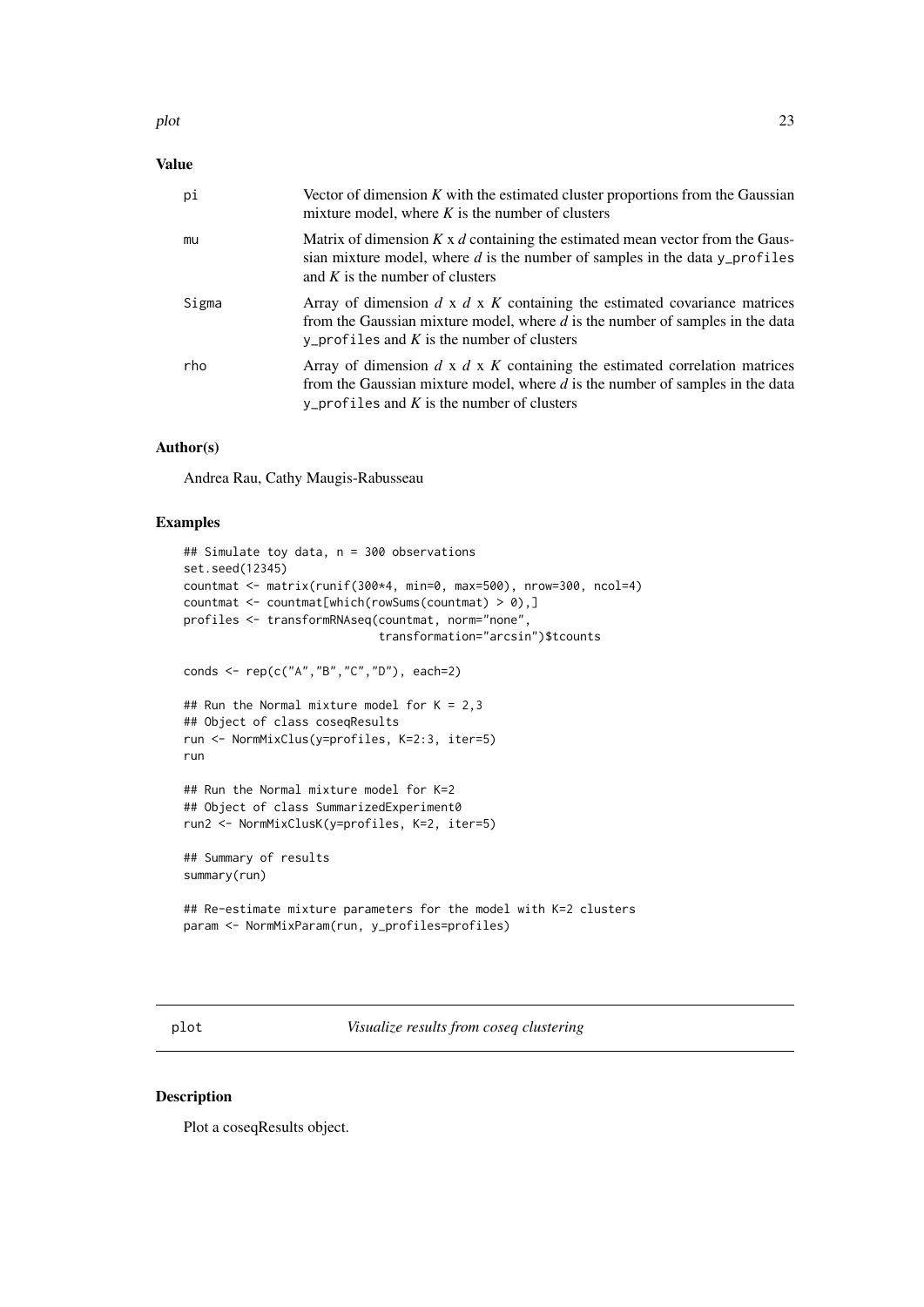## Value

| | |
|---|---|
| pi | Vector of dimension $K$ with the estimated cluster proportions from the Gaussian mixture model, where $K$ is the number of clusters |
| mu | Matrix of dimension $K$ x $d$ containing the estimated mean vector from the Gaussian mixture model, where $d$ is the number of samples in the data `y_profiles` and $K$ is the number of clusters |
| Sigma | Array of dimension $d$ x $d$ x $K$ containing the estimated covariance matrices from the Gaussian mixture model, where $d$ is the number of samples in the data `y_profiles` and $K$ is the number of clusters |
| rho | Array of dimension $d$ x $d$ x $K$ containing the estimated correlation matrices from the Gaussian mixture model, where $d$ is the number of samples in the data `y_profiles` and $K$ is the number of clusters |

## Author(s)

Andrea Rau, Cathy Maugis-Rabusseau

## Examples

```
## Simulate toy data, n = 300 observations
set.seed(12345)
countmat <- matrix(runif(300*4, min=0, max=500), nrow=300, ncol=4)
countmat <- countmat[which(rowSums(countmat) > 0),]
profiles <- transformRNAseq(countmat, norm="none",
                            transformation="arcsin")$tcounts

conds <- rep(c("A","B","C","D"), each=2)

## Run the Normal mixture model for K = 2,3
## Object of class coseqResults
run <- NormMixClus(y=profiles, K=2:3, iter=5)
run

## Run the Normal mixture model for K=2
## Object of class SummarizedExperiment0
run2 <- NormMixClusK(y=profiles, K=2, iter=5)

## Summary of results
summary(run)

## Re-estimate mixture parameters for the model with K=2 clusters
param <- NormMixParam(run, y_profiles=profiles)
```

---

# plot &nbsp;&nbsp;&nbsp;&nbsp; *Visualize results from coseq clustering*

---

## Description

Plot a coseqResults object.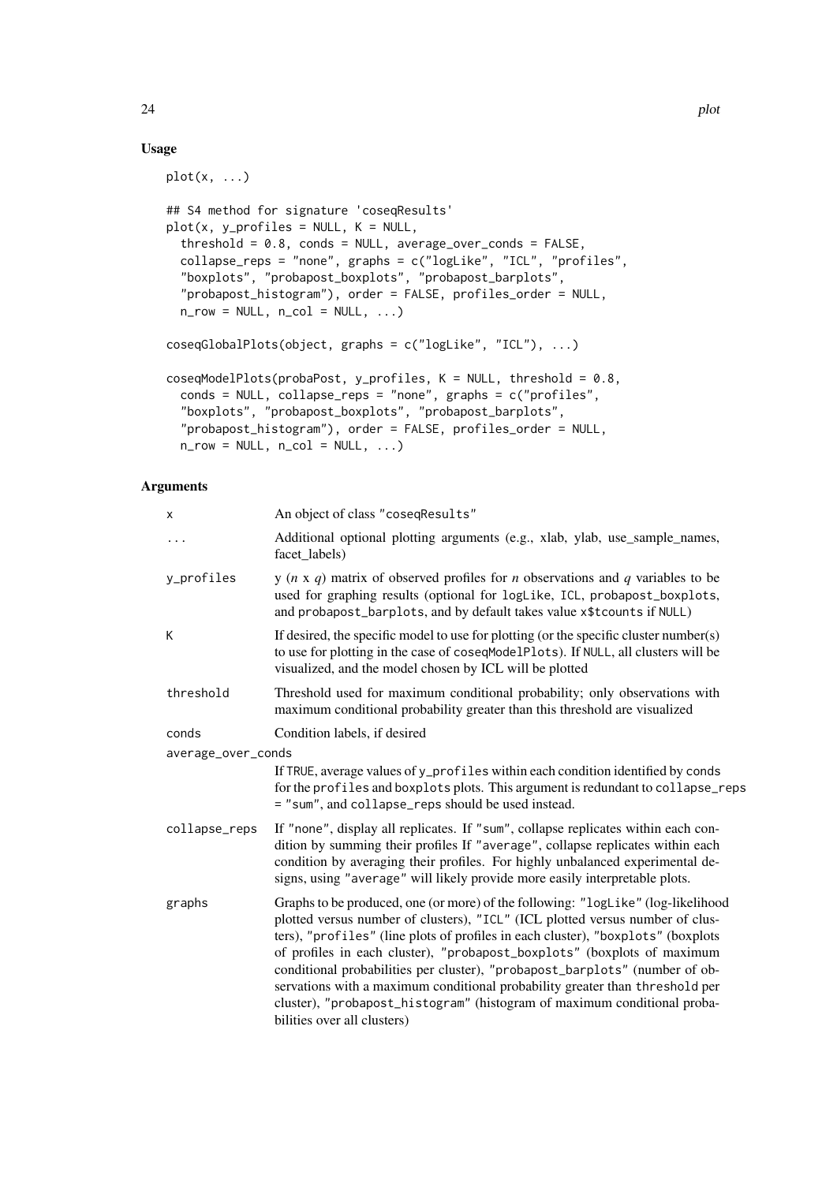## Usage

```
plot(x, ...)

## S4 method for signature 'coseqResults'
plot(x, y_profiles = NULL, K = NULL,
  threshold = 0.8, conds = NULL, average_over_conds = FALSE,
  collapse_reps = "none", graphs = c("logLike", "ICL", "profiles",
  "boxplots", "probapost_boxplots", "probapost_barplots",
  "probapost_histogram"), order = FALSE, profiles_order = NULL,
  n_row = NULL, n_col = NULL, ...)

coseqGlobalPlots(object, graphs = c("logLike", "ICL"), ...)

coseqModelPlots(probaPost, y_profiles, K = NULL, threshold = 0.8,
  conds = NULL, collapse_reps = "none", graphs = c("profiles",
  "boxplots", "probapost_boxplots", "probapost_barplots",
  "probapost_histogram"), order = FALSE, profiles_order = NULL,
  n_row = NULL, n_col = NULL, ...)
```

## Arguments

| | |
|---|---|
| `x` | An object of class "coseqResults" |
| `...` | Additional optional plotting arguments (e.g., xlab, ylab, use_sample_names, facet_labels) |
| `y_profiles` | y ($n$ x $q$) matrix of observed profiles for $n$ observations and $q$ variables to be used for graphing results (optional for `logLike`, `ICL`, `probapost_boxplots`, and `probapost_barplots`, and by default takes value `x$tcounts` if `NULL`) |
| `K` | If desired, the specific model to use for plotting (or the specific cluster number(s) to use for plotting in the case of `coseqModelPlots`). If `NULL`, all clusters will be visualized, and the model chosen by ICL will be plotted |
| `threshold` | Threshold used for maximum conditional probability; only observations with maximum conditional probability greater than this threshold are visualized |
| `conds` | Condition labels, if desired |
| `average_over_conds` | If `TRUE`, average values of `y_profiles` within each condition identified by `conds` for the `profiles` and `boxplots` plots. This argument is redundant to `collapse_reps = "sum"`, and `collapse_reps` should be used instead. |
| `collapse_reps` | If `"none"`, display all replicates. If `"sum"`, collapse replicates within each condition by summing their profiles If `"average"`, collapse replicates within each condition by averaging their profiles. For highly unbalanced experimental designs, using `"average"` will likely provide more easily interpretable plots. |
| `graphs` | Graphs to be produced, one (or more) of the following: `"logLike"` (log-likelihood plotted versus number of clusters), `"ICL"` (ICL plotted versus number of clusters), `"profiles"` (line plots of profiles in each cluster), `"boxplots"` (boxplots of profiles in each cluster), `"probapost_boxplots"` (boxplots of maximum conditional probabilities per cluster), `"probapost_barplots"` (number of observations with a maximum conditional probability greater than `threshold` per cluster), `"probapost_histogram"` (histogram of maximum conditional probabilities over all clusters) |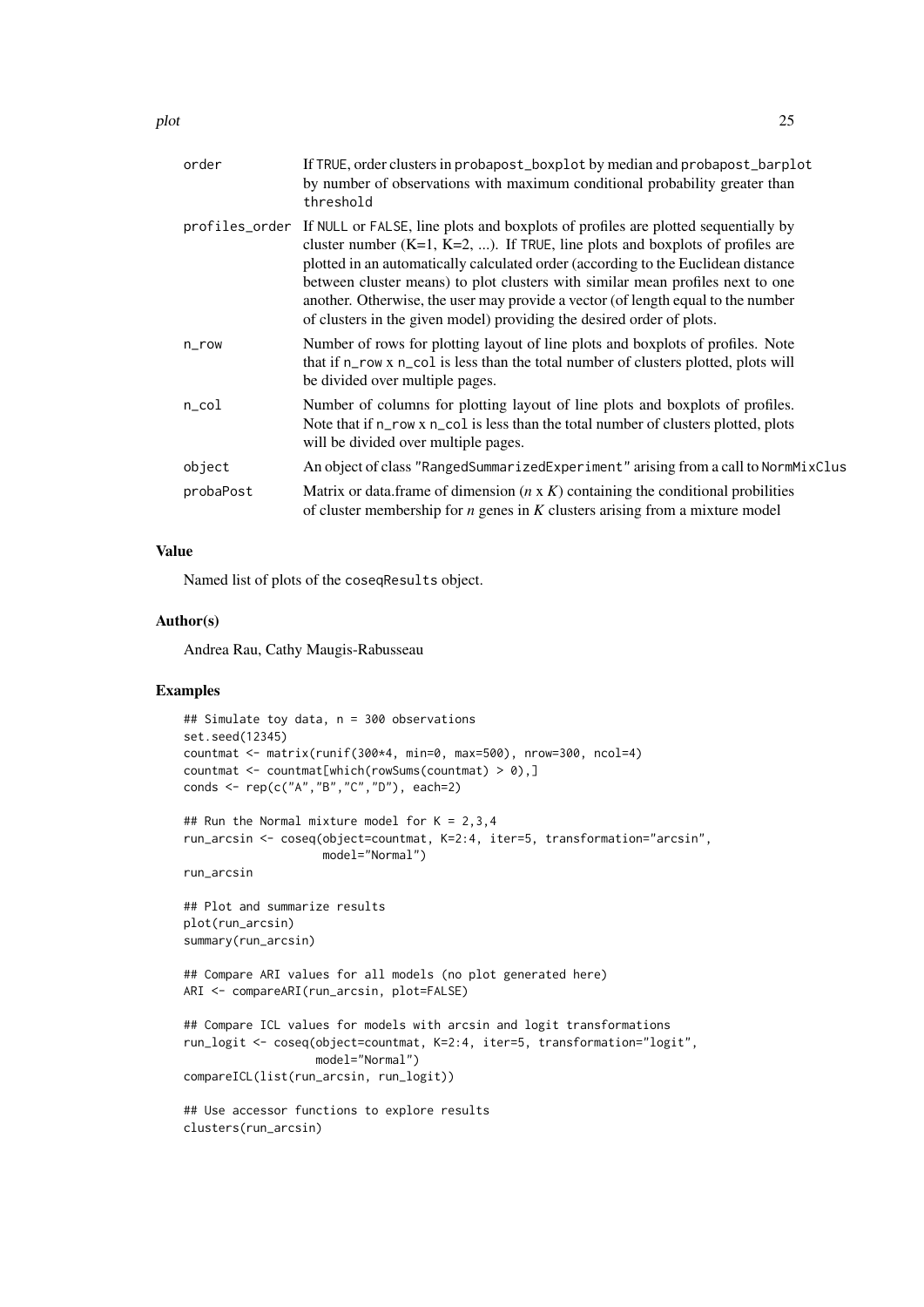| | |
|---|---|
| `order` | If `TRUE`, order clusters in `probapost_boxplot` by median and `probapost_barplot` by number of observations with maximum conditional probability greater than `threshold` |
| `profiles_order` | If `NULL` or `FALSE`, line plots and boxplots of profiles are plotted sequentially by cluster number (K=1, K=2, ...). If `TRUE`, line plots and boxplots of profiles are plotted in an automatically calculated order (according to the Euclidean distance between cluster means) to plot clusters with similar mean profiles next to one another. Otherwise, the user may provide a vector (of length equal to the number of clusters in the given model) providing the desired order of plots. |
| `n_row` | Number of rows for plotting layout of line plots and boxplots of profiles. Note that if `n_row` x `n_col` is less than the total number of clusters plotted, plots will be divided over multiple pages. |
| `n_col` | Number of columns for plotting layout of line plots and boxplots of profiles. Note that if `n_row` x `n_col` is less than the total number of clusters plotted, plots will be divided over multiple pages. |
| `object` | An object of class `"RangedSummarizedExperiment"` arising from a call to `NormMixClus` |
| `probaPost` | Matrix or data.frame of dimension ($n$ x $K$) containing the conditional probilities of cluster membership for $n$ genes in $K$ clusters arising from a mixture model |

## Value

Named list of plots of the `coseqResults` object.

## Author(s)

Andrea Rau, Cathy Maugis-Rabusseau

## Examples

```
## Simulate toy data, n = 300 observations
set.seed(12345)
countmat <- matrix(runif(300*4, min=0, max=500), nrow=300, ncol=4)
countmat <- countmat[which(rowSums(countmat) > 0),]
conds <- rep(c("A","B","C","D"), each=2)

## Run the Normal mixture model for K = 2,3,4
run_arcsin <- coseq(object=countmat, K=2:4, iter=5, transformation="arcsin",
                    model="Normal")
run_arcsin

## Plot and summarize results
plot(run_arcsin)
summary(run_arcsin)

## Compare ARI values for all models (no plot generated here)
ARI <- compareARI(run_arcsin, plot=FALSE)

## Compare ICL values for models with arcsin and logit transformations
run_logit <- coseq(object=countmat, K=2:4, iter=5, transformation="logit",
                   model="Normal")
compareICL(list(run_arcsin, run_logit))

## Use accessor functions to explore results
clusters(run_arcsin)
```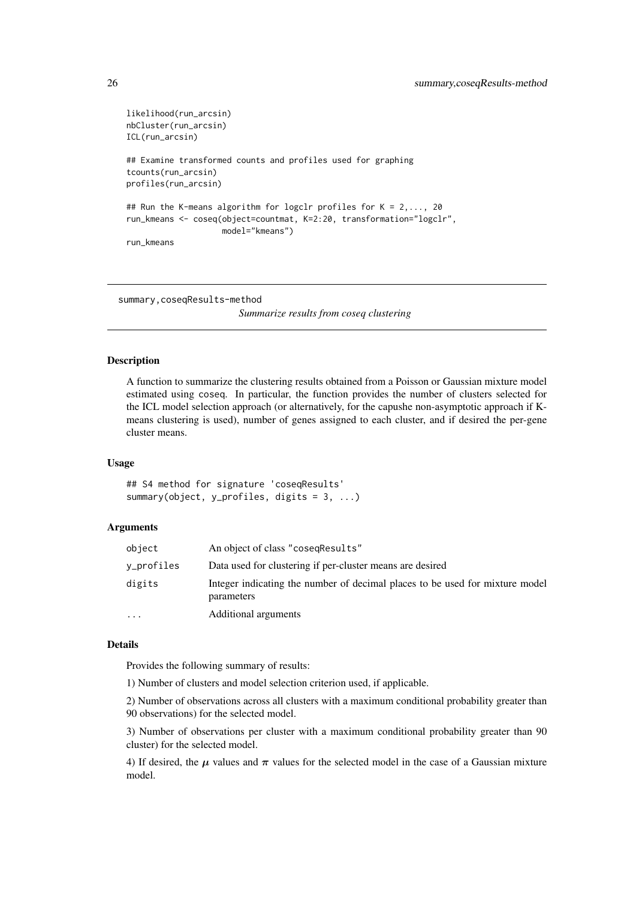```
likelihood(run_arcsin)
nbCluster(run_arcsin)
ICL(run_arcsin)

## Examine transformed counts and profiles used for graphing
tcounts(run_arcsin)
profiles(run_arcsin)

## Run the K-means algorithm for logclr profiles for K = 2,..., 20
run_kmeans <- coseq(object=countmat, K=2:20, transformation="logclr",
                    model="kmeans")
run_kmeans
```

---

## summary,coseqResults-method

*Summarize results from coseq clustering*

---

### Description

A function to summarize the clustering results obtained from a Poisson or Gaussian mixture model estimated using coseq. In particular, the function provides the number of clusters selected for the ICL model selection approach (or alternatively, for the capushe non-asymptotic approach if K-means clustering is used), number of genes assigned to each cluster, and if desired the per-gene cluster means.

### Usage

```
## S4 method for signature 'coseqResults'
summary(object, y_profiles, digits = 3, ...)
```

### Arguments

| | |
|---|---|
| object | An object of class "coseqResults" |
| y_profiles | Data used for clustering if per-cluster means are desired |
| digits | Integer indicating the number of decimal places to be used for mixture model parameters |
| ... | Additional arguments |

### Details

Provides the following summary of results:

1) Number of clusters and model selection criterion used, if applicable.

2) Number of observations across all clusters with a maximum conditional probability greater than 90 observations) for the selected model.

3) Number of observations per cluster with a maximum conditional probability greater than 90 cluster) for the selected model.

4) If desired, the $\boldsymbol{\mu}$ values and $\boldsymbol{\pi}$ values for the selected model in the case of a Gaussian mixture model.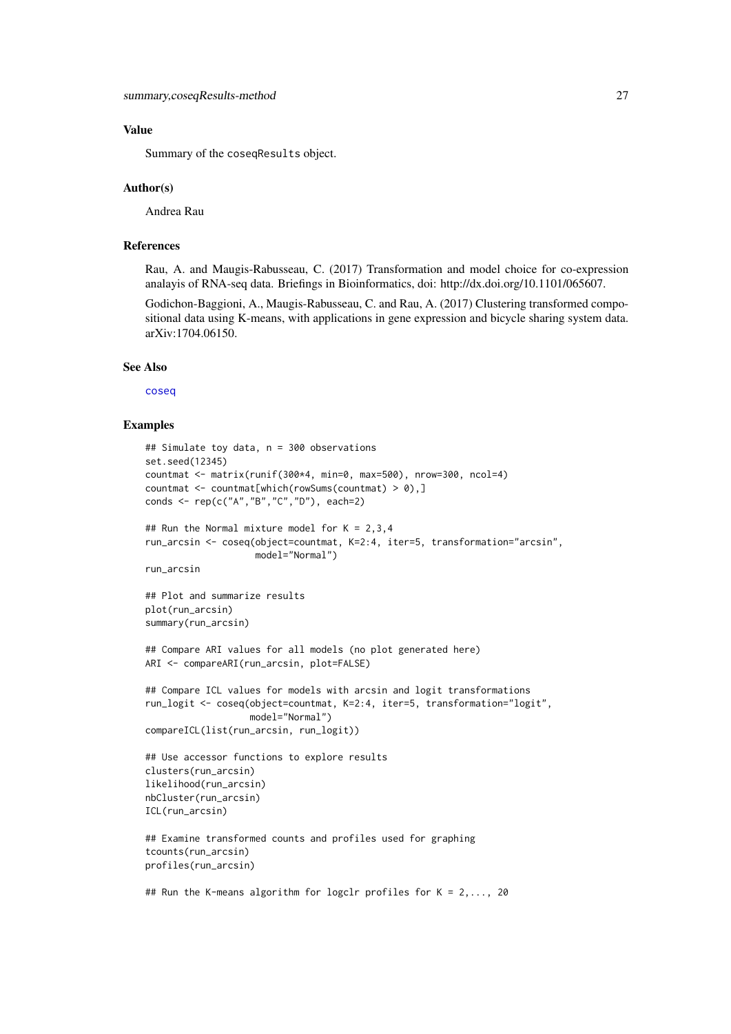### Value

Summary of the coseqResults object.

### Author(s)

Andrea Rau

### References

Rau, A. and Maugis-Rabusseau, C. (2017) Transformation and model choice for co-expression analayis of RNA-seq data. Briefings in Bioinformatics, doi: http://dx.doi.org/10.1101/065607.

Godichon-Baggioni, A., Maugis-Rabusseau, C. and Rau, A. (2017) Clustering transformed compositional data using K-means, with applications in gene expression and bicycle sharing system data. arXiv:1704.06150.

### See Also

coseq

### Examples

```
## Simulate toy data, n = 300 observations
set.seed(12345)
countmat <- matrix(runif(300*4, min=0, max=500), nrow=300, ncol=4)
countmat <- countmat[which(rowSums(countmat) > 0),]
conds <- rep(c("A","B","C","D"), each=2)

## Run the Normal mixture model for K = 2,3,4
run_arcsin <- coseq(object=countmat, K=2:4, iter=5, transformation="arcsin",
                    model="Normal")
run_arcsin

## Plot and summarize results
plot(run_arcsin)
summary(run_arcsin)

## Compare ARI values for all models (no plot generated here)
ARI <- compareARI(run_arcsin, plot=FALSE)

## Compare ICL values for models with arcsin and logit transformations
run_logit <- coseq(object=countmat, K=2:4, iter=5, transformation="logit",
                   model="Normal")
compareICL(list(run_arcsin, run_logit))

## Use accessor functions to explore results
clusters(run_arcsin)
likelihood(run_arcsin)
nbCluster(run_arcsin)
ICL(run_arcsin)

## Examine transformed counts and profiles used for graphing
tcounts(run_arcsin)
profiles(run_arcsin)

## Run the K-means algorithm for logclr profiles for K = 2,..., 20
```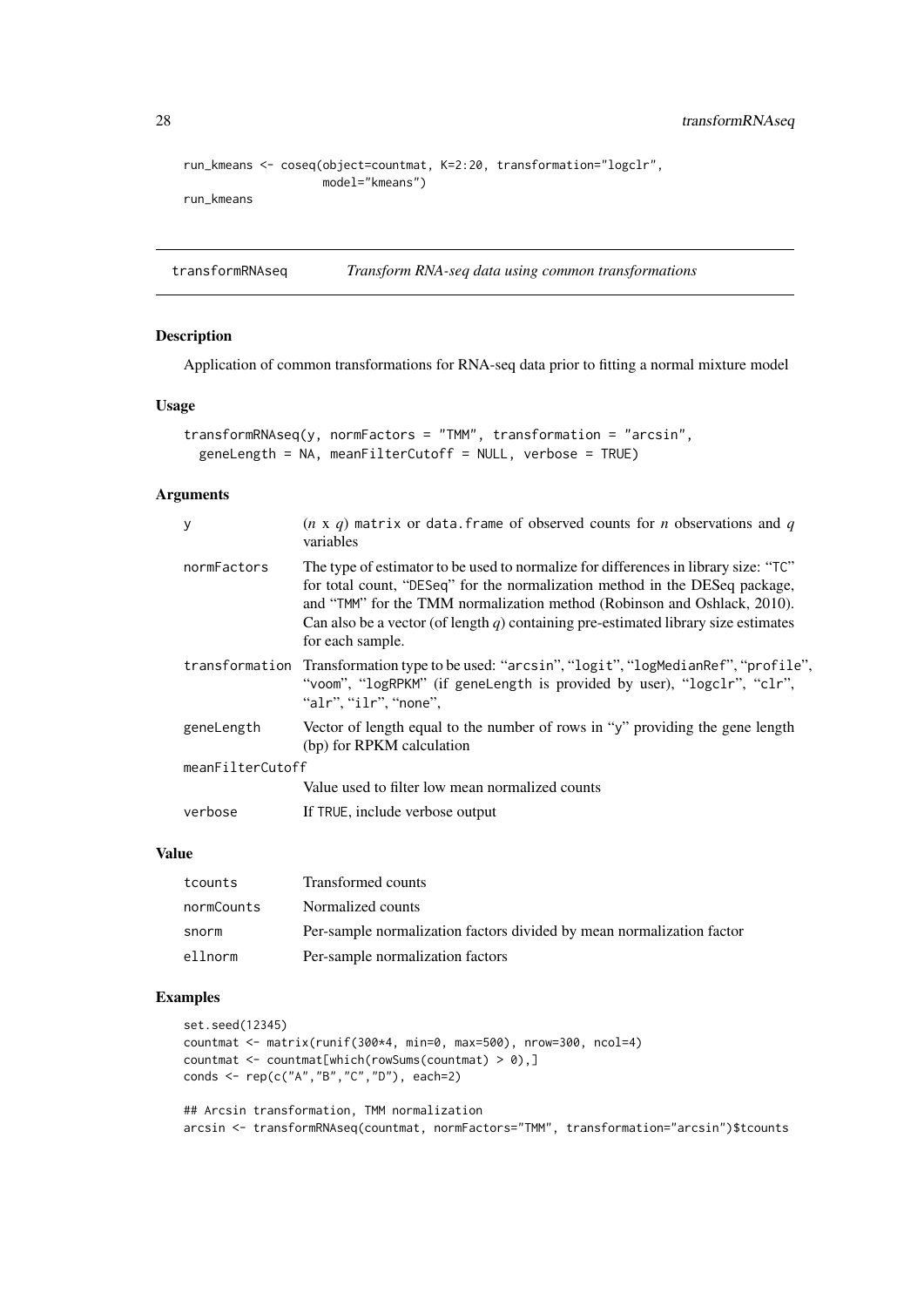```
run_kmeans <- coseq(object=countmat, K=2:20, transformation="logclr",
                    model="kmeans")
run_kmeans
```

## transformRNAseq *Transform RNA-seq data using common transformations*

### Description

Application of common transformations for RNA-seq data prior to fitting a normal mixture model

### Usage

```
transformRNAseq(y, normFactors = "TMM", transformation = "arcsin",
  geneLength = NA, meanFilterCutoff = NULL, verbose = TRUE)
```

### Arguments

| Argument | Description |
|---|---|
| `y` | (*n* x *q*) `matrix` or `data.frame` of observed counts for *n* observations and *q* variables |
| `normFactors` | The type of estimator to be used to normalize for differences in library size: "`TC`" for total count, "`DESeq`" for the normalization method in the DESeq package, and "`TMM`" for the TMM normalization method (Robinson and Oshlack, 2010). Can also be a vector (of length *q*) containing pre-estimated library size estimates for each sample. |
| `transformation` | Transformation type to be used: "`arcsin`", "`logit`", "`logMedianRef`", "`profile`", "`voom`", "`logRPKM`" (if `geneLength` is provided by user), "`logclr`", "`clr`", "`alr`", "`ilr`", "`none`", |
| `geneLength` | Vector of length equal to the number of rows in "`y`" providing the gene length (bp) for RPKM calculation |
| `meanFilterCutoff` | Value used to filter low mean normalized counts |
| `verbose` | If `TRUE`, include verbose output |

### Value

| | |
|---|---|
| `tcounts` | Transformed counts |
| `normCounts` | Normalized counts |
| `snorm` | Per-sample normalization factors divided by mean normalization factor |
| `ellnorm` | Per-sample normalization factors |

### Examples

```
set.seed(12345)
countmat <- matrix(runif(300*4, min=0, max=500), nrow=300, ncol=4)
countmat <- countmat[which(rowSums(countmat) > 0),]
conds <- rep(c("A","B","C","D"), each=2)

## Arcsin transformation, TMM normalization
arcsin <- transformRNAseq(countmat, normFactors="TMM", transformation="arcsin")$tcounts
```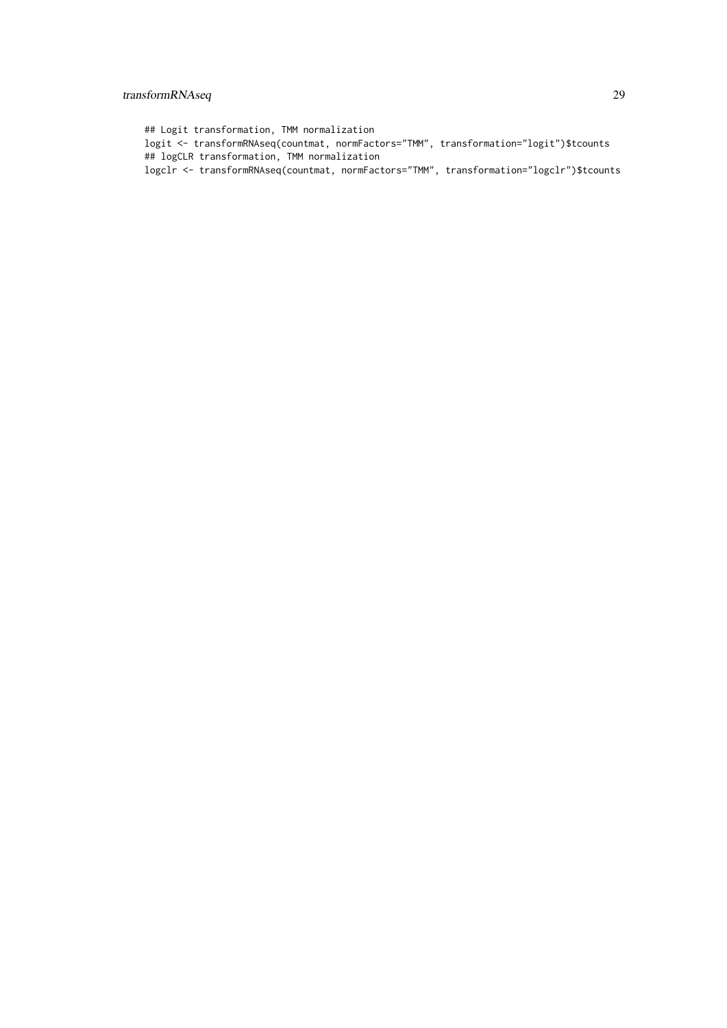```
## Logit transformation, TMM normalization
logit <- transformRNAseq(countmat, normFactors="TMM", transformation="logit")$tcounts
## logCLR transformation, TMM normalization
logclr <- transformRNAseq(countmat, normFactors="TMM", transformation="logclr")$tcounts
```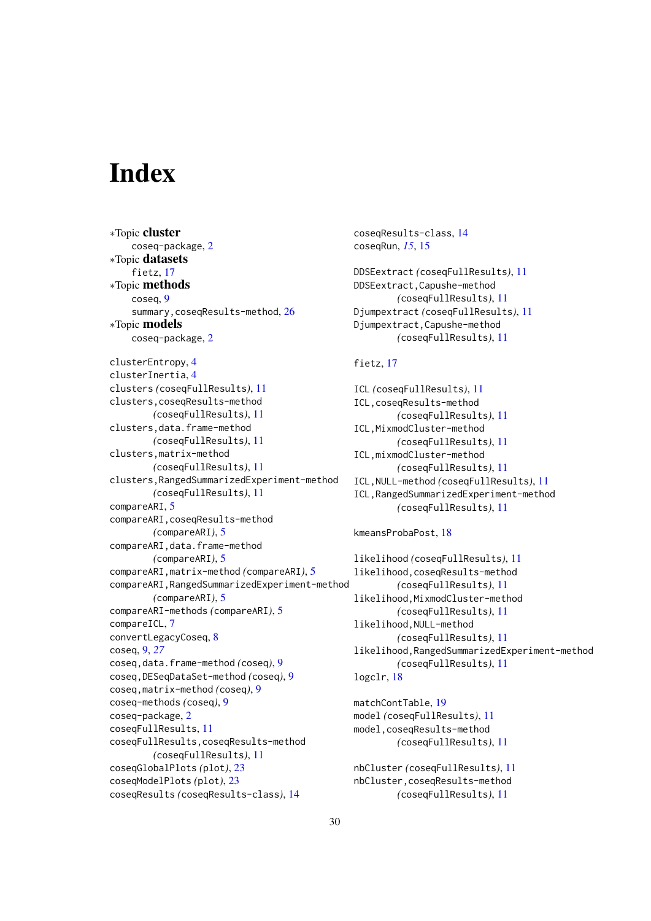# Index

∗Topic **cluster**
  coseq-package, 2
∗Topic **datasets**
  fietz, 17
∗Topic **methods**
  coseq, 9
  summary,coseqResults-method, 26
∗Topic **models**
  coseq-package, 2

clusterEntropy, 4
clusterInertia, 4
clusters *(coseqFullResults)*, 11
clusters,coseqResults-method *(coseqFullResults)*, 11
clusters,data.frame-method *(coseqFullResults)*, 11
clusters,matrix-method *(coseqFullResults)*, 11
clusters,RangedSummarizedExperiment-method *(coseqFullResults)*, 11
compareARI, 5
compareARI,coseqResults-method *(compareARI)*, 5
compareARI,data.frame-method *(compareARI)*, 5
compareARI,matrix-method *(compareARI)*, 5
compareARI,RangedSummarizedExperiment-method *(compareARI)*, 5
compareARI-methods *(compareARI)*, 5
compareICL, 7
convertLegacyCoseq, 8
coseq, 9, *27*
coseq,data.frame-method *(coseq)*, 9
coseq,DESeqDataSet-method *(coseq)*, 9
coseq,matrix-method *(coseq)*, 9
coseq-methods *(coseq)*, 9
coseq-package, 2
coseqFullResults, 11
coseqFullResults,coseqResults-method *(coseqFullResults)*, 11
coseqGlobalPlots *(plot)*, 23
coseqModelPlots *(plot)*, 23
coseqResults *(coseqResults-class)*, 14
coseqResults-class, 14
coseqRun, *15*, 15

DDSEextract *(coseqFullResults)*, 11
DDSEextract,Capushe-method *(coseqFullResults)*, 11
Djumpextract *(coseqFullResults)*, 11
Djumpextract,Capushe-method *(coseqFullResults)*, 11

fietz, 17

ICL *(coseqFullResults)*, 11
ICL,coseqResults-method *(coseqFullResults)*, 11
ICL,MixmodCluster-method *(coseqFullResults)*, 11
ICL,mixmodCluster-method *(coseqFullResults)*, 11
ICL,NULL-method *(coseqFullResults)*, 11
ICL,RangedSummarizedExperiment-method *(coseqFullResults)*, 11

kmeansProbaPost, 18

likelihood *(coseqFullResults)*, 11
likelihood,coseqResults-method *(coseqFullResults)*, 11
likelihood,MixmodCluster-method *(coseqFullResults)*, 11
likelihood,NULL-method *(coseqFullResults)*, 11
likelihood,RangedSummarizedExperiment-method *(coseqFullResults)*, 11
logclr, 18

matchContTable, 19
model *(coseqFullResults)*, 11
model,coseqResults-method *(coseqFullResults)*, 11

nbCluster *(coseqFullResults)*, 11
nbCluster,coseqResults-method *(coseqFullResults)*, 11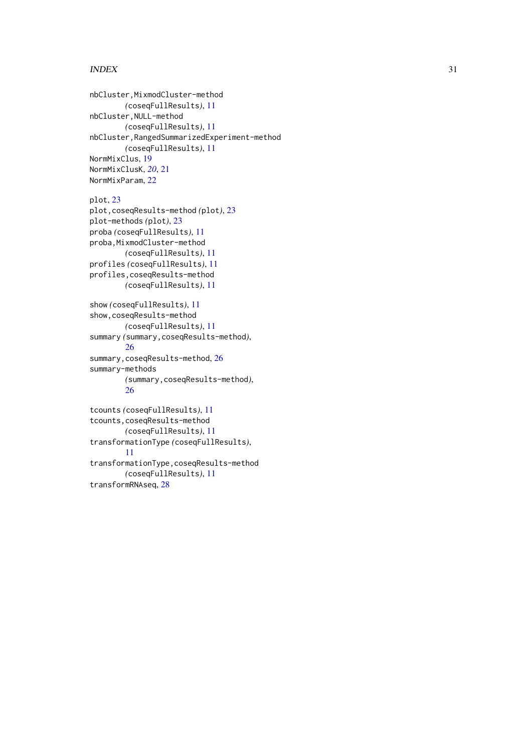nbCluster,MixmodCluster-method
(coseqFullResults), 11
nbCluster,NULL-method
(coseqFullResults), 11
nbCluster,RangedSummarizedExperiment-method
(coseqFullResults), 11
NormMixClus, 19
NormMixClusK, *20*, 21
NormMixParam, 22

plot, 23
plot,coseqResults-method *(*plot*)*, 23
plot-methods *(*plot*)*, 23
proba *(*coseqFullResults*)*, 11
proba,MixmodCluster-method
*(*coseqFullResults*)*, 11
profiles *(*coseqFullResults*)*, 11
profiles,coseqResults-method
*(*coseqFullResults*)*, 11

show *(*coseqFullResults*)*, 11
show,coseqResults-method
*(*coseqFullResults*)*, 11
summary *(*summary,coseqResults-method*)*,
26
summary,coseqResults-method, 26
summary-methods
*(*summary,coseqResults-method*)*,
26

tcounts *(*coseqFullResults*)*, 11
tcounts,coseqResults-method
*(*coseqFullResults*)*, 11
transformationType *(*coseqFullResults*)*,
11
transformationType,coseqResults-method
*(*coseqFullResults*)*, 11
transformRNAseq, 28